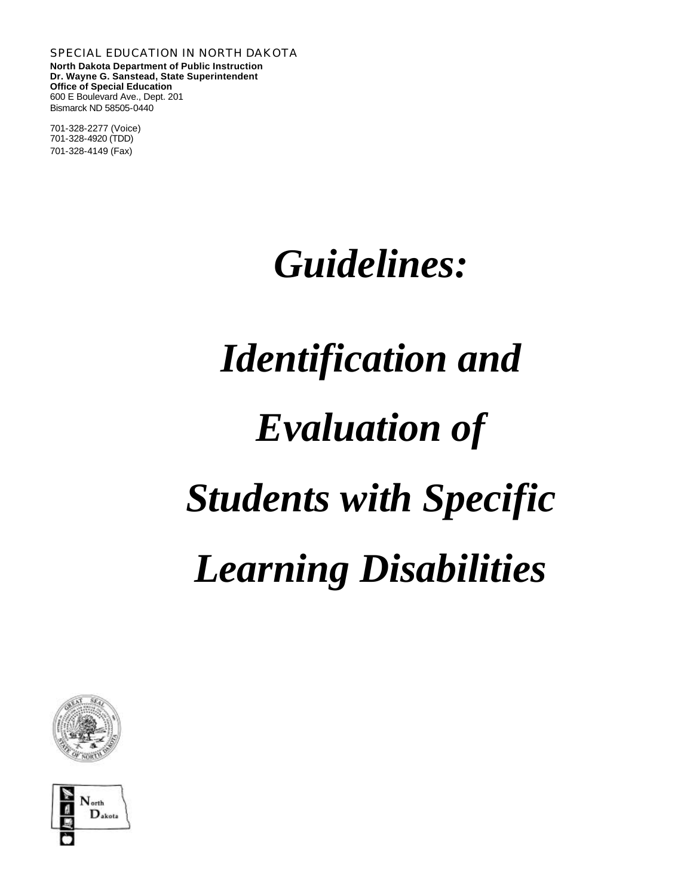SPECIAL EDUCATION IN NORTH DAKOTA

**North Dakota Department of Public Instruction**
**Dr. Wayne G. Sanstead, State Superintendent**
**Office of Special Education**
600 E Boulevard Ave., Dept. 201
Bismarck ND 58505-0440

701-328-2277 (Voice)
701-328-4920 (TDD)
701-328-4149 (Fax)

# *Guidelines:*

# *Identification and Evaluation of Students with Specific Learning Disabilities*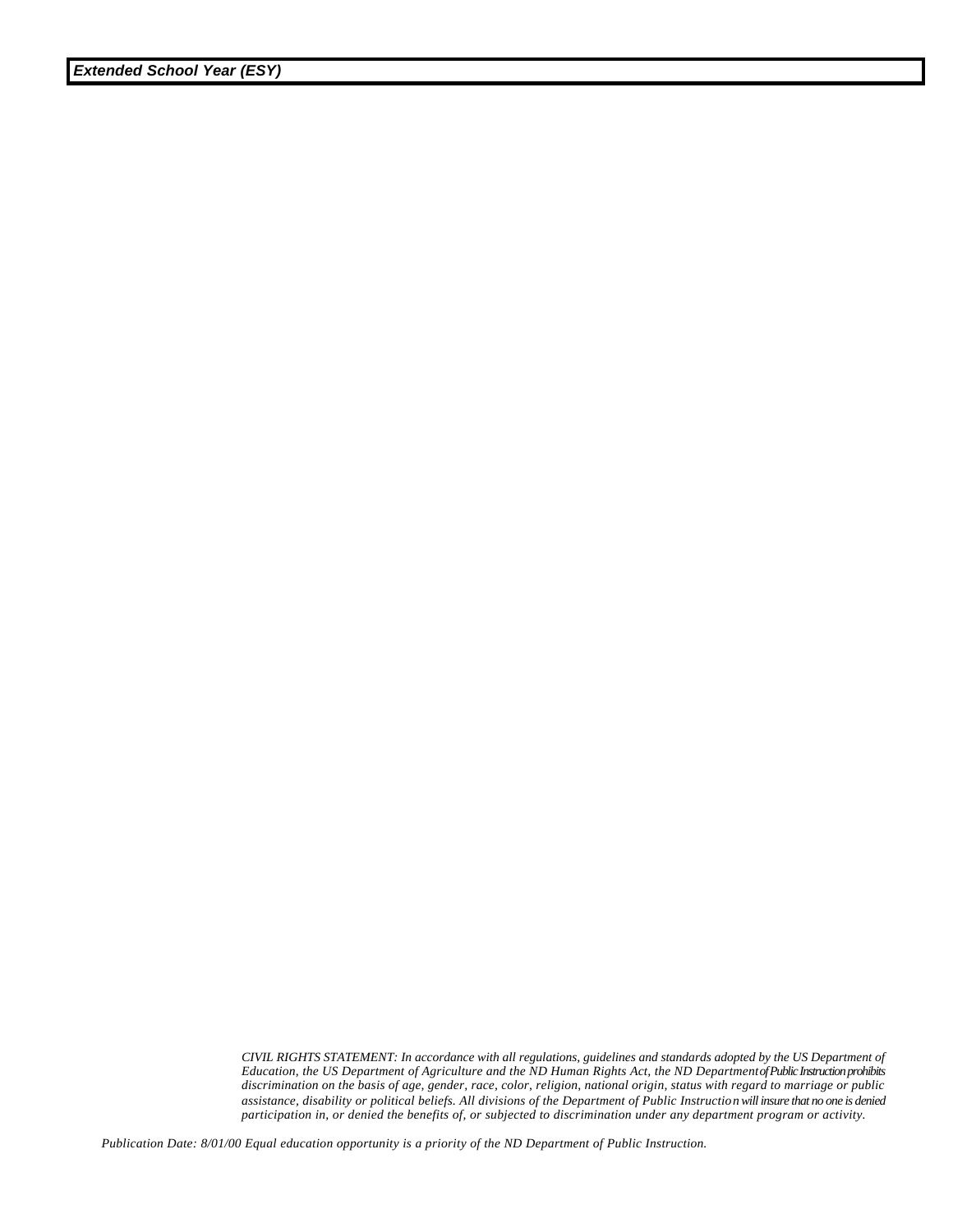***Extended School Year (ESY)***

*CIVIL RIGHTS STATEMENT: In accordance with all regulations, guidelines and standards adopted by the US Department of Education, the US Department of Agriculture and the ND Human Rights Act, the ND Department of Public Instruction prohibits discrimination on the basis of age, gender, race, color, religion, national origin, status with regard to marriage or public assistance, disability or political beliefs. All divisions of the Department of Public Instruction will insure that no one is denied participation in, or denied the benefits of, or subjected to discrimination under any department program or activity.*

*Publication Date: 8/01/00 Equal education opportunity is a priority of the ND Department of Public Instruction.*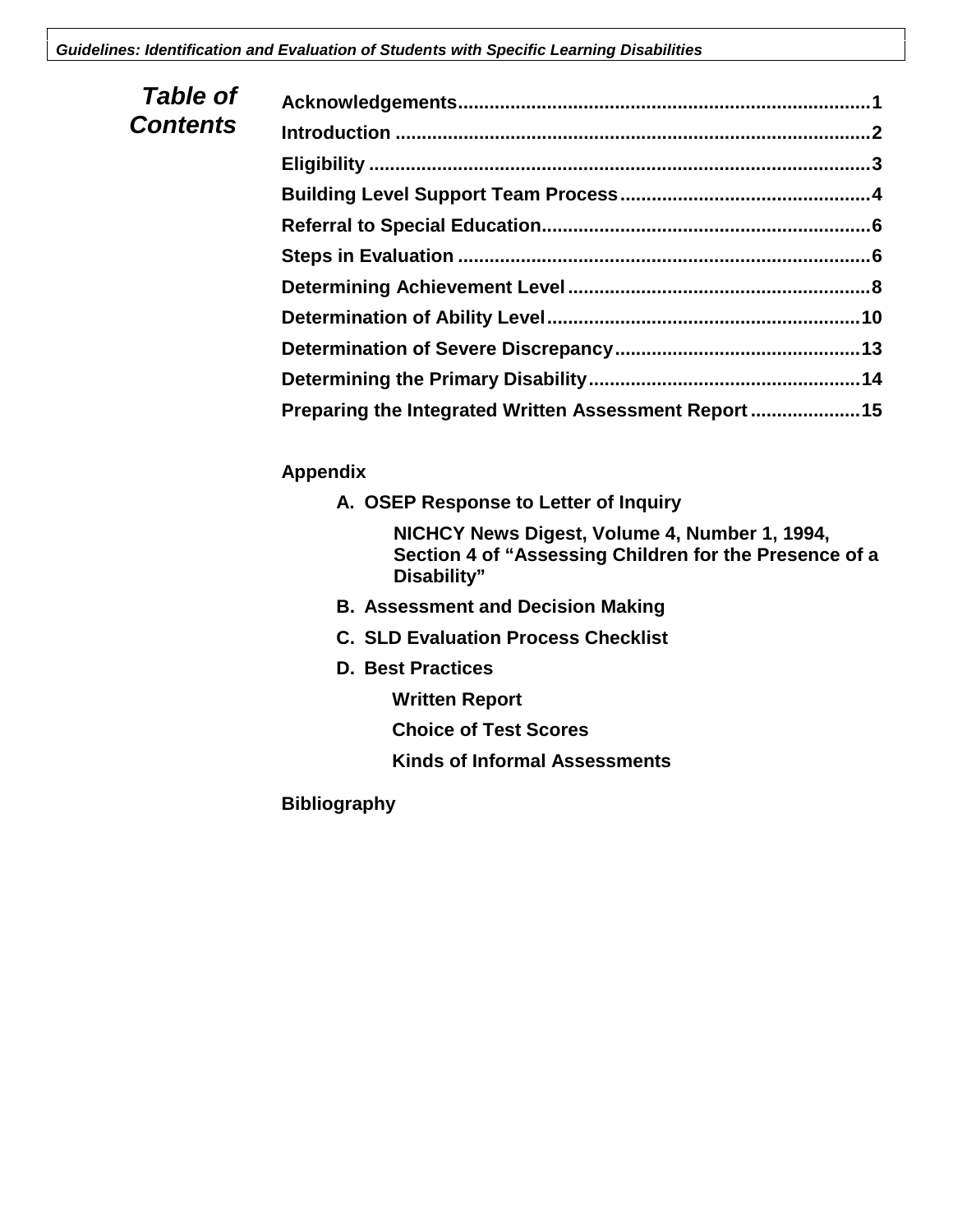# Table of Contents

**Acknowledgements** .............................................................................. 1
**Introduction** ........................................................................................ 2
**Eligibility** ............................................................................................. 3
**Building Level Support Team Process** ............................................... 4
**Referral to Special Education** .............................................................. 6
**Steps in Evaluation** ............................................................................. 6
**Determining Achievement Level** ......................................................... 8
**Determination of Ability Level** ........................................................... 10
**Determination of Severe Discrepancy** ............................................... 13
**Determining the Primary Disability** ................................................... 14
**Preparing the Integrated Written Assessment Report** ..................... 15

**Appendix**

- **A. OSEP Response to Letter of Inquiry**
  - **NICHCY News Digest, Volume 4, Number 1, 1994, Section 4 of "Assessing Children for the Presence of a Disability"**
- **B. Assessment and Decision Making**
- **C. SLD Evaluation Process Checklist**
- **D. Best Practices**
  - **Written Report**
  - **Choice of Test Scores**
  - **Kinds of Informal Assessments**

**Bibliography**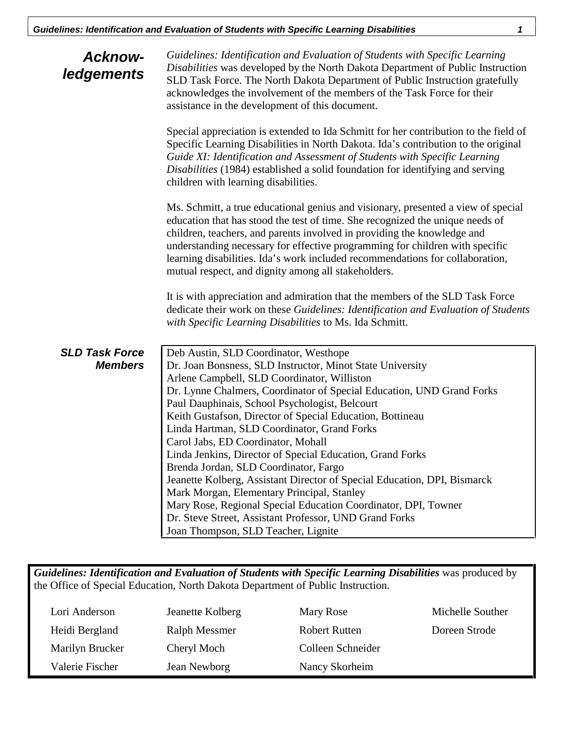## Acknowledgements

*Guidelines: Identification and Evaluation of Students with Specific Learning Disabilities* was developed by the North Dakota Department of Public Instruction SLD Task Force. The North Dakota Department of Public Instruction gratefully acknowledges the involvement of the members of the Task Force for their assistance in the development of this document.

Special appreciation is extended to Ida Schmitt for her contribution to the field of Specific Learning Disabilities in North Dakota. Ida's contribution to the original *Guide XI: Identification and Assessment of Students with Specific Learning Disabilities* (1984) established a solid foundation for identifying and serving children with learning disabilities.

Ms. Schmitt, a true educational genius and visionary, presented a view of special education that has stood the test of time. She recognized the unique needs of children, teachers, and parents involved in providing the knowledge and understanding necessary for effective programming for children with specific learning disabilities. Ida's work included recommendations for collaboration, mutual respect, and dignity among all stakeholders.

It is with appreciation and admiration that the members of the SLD Task Force dedicate their work on these *Guidelines: Identification and Evaluation of Students with Specific Learning Disabilities* to Ms. Ida Schmitt.

## SLD Task Force Members

Deb Austin, SLD Coordinator, Westhope
Dr. Joan Bonsness, SLD Instructor, Minot State University
Arlene Campbell, SLD Coordinator, Williston
Dr. Lynne Chalmers, Coordinator of Special Education, UND Grand Forks
Paul Dauphinais, School Psychologist, Belcourt
Keith Gustafson, Director of Special Education, Bottineau
Linda Hartman, SLD Coordinator, Grand Forks
Carol Jabs, ED Coordinator, Mohall
Linda Jenkins, Director of Special Education, Grand Forks
Brenda Jordan, SLD Coordinator, Fargo
Jeanette Kolberg, Assistant Director of Special Education, DPI, Bismarck
Mark Morgan, Elementary Principal, Stanley
Mary Rose, Regional Special Education Coordinator, DPI, Towner
Dr. Steve Street, Assistant Professor, UND Grand Forks
Joan Thompson, SLD Teacher, Lignite

***Guidelines: Identification and Evaluation of Students with Specific Learning Disabilities*** was produced by the Office of Special Education, North Dakota Department of Public Instruction.

| | | | |
|---|---|---|---|
| Lori Anderson | Jeanette Kolberg | Mary Rose | Michelle Souther |
| Heidi Bergland | Ralph Messmer | Robert Rutten | Doreen Strode |
| Marilyn Brucker | Cheryl Moch | Colleen Schneider | |
| Valerie Fischer | Jean Newborg | Nancy Skorheim | |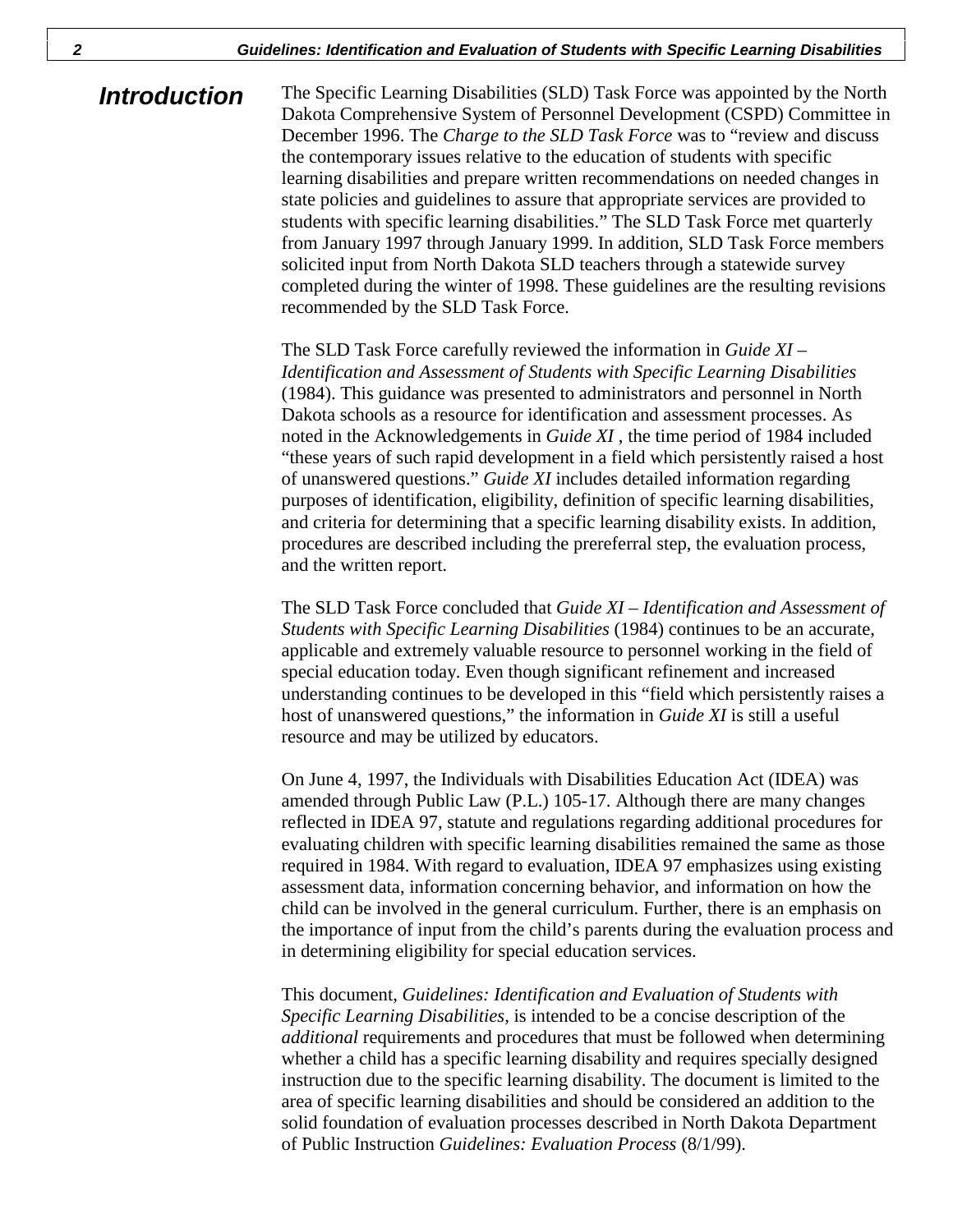## Introduction

The Specific Learning Disabilities (SLD) Task Force was appointed by the North Dakota Comprehensive System of Personnel Development (CSPD) Committee in December 1996. The *Charge to the SLD Task Force* was to "review and discuss the contemporary issues relative to the education of students with specific learning disabilities and prepare written recommendations on needed changes in state policies and guidelines to assure that appropriate services are provided to students with specific learning disabilities." The SLD Task Force met quarterly from January 1997 through January 1999. In addition, SLD Task Force members solicited input from North Dakota SLD teachers through a statewide survey completed during the winter of 1998. These guidelines are the resulting revisions recommended by the SLD Task Force.

The SLD Task Force carefully reviewed the information in *Guide XI – Identification and Assessment of Students with Specific Learning Disabilities* (1984). This guidance was presented to administrators and personnel in North Dakota schools as a resource for identification and assessment processes. As noted in the Acknowledgements in *Guide XI* , the time period of 1984 included "these years of such rapid development in a field which persistently raised a host of unanswered questions." *Guide XI* includes detailed information regarding purposes of identification, eligibility, definition of specific learning disabilities, and criteria for determining that a specific learning disability exists. In addition, procedures are described including the prereferral step, the evaluation process, and the written report.

The SLD Task Force concluded that *Guide XI – Identification and Assessment of Students with Specific Learning Disabilities* (1984) continues to be an accurate, applicable and extremely valuable resource to personnel working in the field of special education today. Even though significant refinement and increased understanding continues to be developed in this "field which persistently raises a host of unanswered questions," the information in *Guide XI* is still a useful resource and may be utilized by educators.

On June 4, 1997, the Individuals with Disabilities Education Act (IDEA) was amended through Public Law (P.L.) 105-17. Although there are many changes reflected in IDEA 97, statute and regulations regarding additional procedures for evaluating children with specific learning disabilities remained the same as those required in 1984. With regard to evaluation, IDEA 97 emphasizes using existing assessment data, information concerning behavior, and information on how the child can be involved in the general curriculum. Further, there is an emphasis on the importance of input from the child's parents during the evaluation process and in determining eligibility for special education services.

This document, *Guidelines: Identification and Evaluation of Students with Specific Learning Disabilities,* is intended to be a concise description of the *additional* requirements and procedures that must be followed when determining whether a child has a specific learning disability and requires specially designed instruction due to the specific learning disability. The document is limited to the area of specific learning disabilities and should be considered an addition to the solid foundation of evaluation processes described in North Dakota Department of Public Instruction *Guidelines: Evaluation Process* (8/1/99).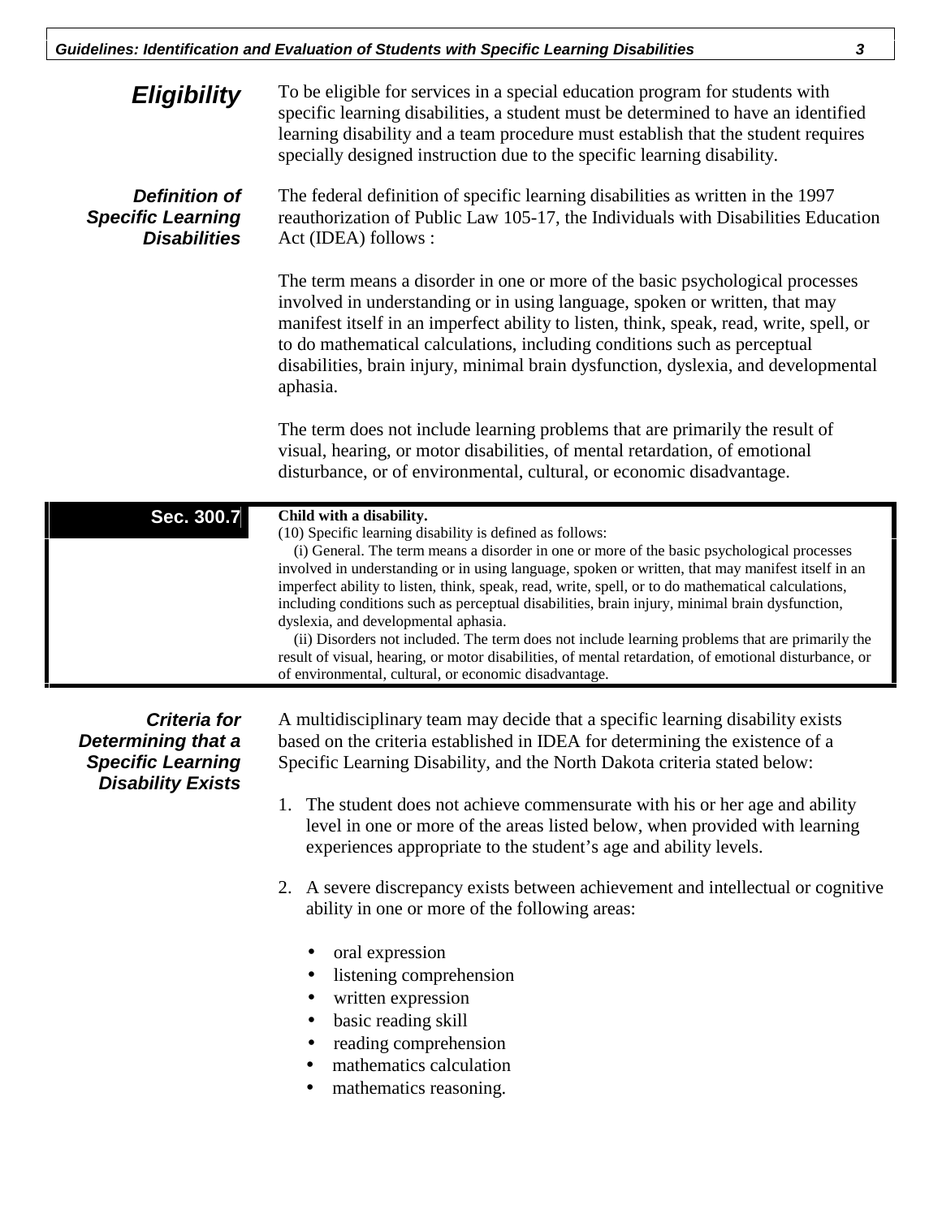## Eligibility

To be eligible for services in a special education program for students with specific learning disabilities, a student must be determined to have an identified learning disability and a team procedure must establish that the student requires specially designed instruction due to the specific learning disability.

### Definition of Specific Learning Disabilities

The federal definition of specific learning disabilities as written in the 1997 reauthorization of Public Law 105-17, the Individuals with Disabilities Education Act (IDEA) follows :

The term means a disorder in one or more of the basic psychological processes involved in understanding or in using language, spoken or written, that may manifest itself in an imperfect ability to listen, think, speak, read, write, spell, or to do mathematical calculations, including conditions such as perceptual disabilities, brain injury, minimal brain dysfunction, dyslexia, and developmental aphasia.

The term does not include learning problems that are primarily the result of visual, hearing, or motor disabilities, of mental retardation, of emotional disturbance, or of environmental, cultural, or economic disadvantage.

> **Sec. 300.7**
>
> **Child with a disability.**
> (10) Specific learning disability is defined as follows:
> (i) General. The term means a disorder in one or more of the basic psychological processes involved in understanding or in using language, spoken or written, that may manifest itself in an imperfect ability to listen, think, speak, read, write, spell, or to do mathematical calculations, including conditions such as perceptual disabilities, brain injury, minimal brain dysfunction, dyslexia, and developmental aphasia.
> (ii) Disorders not included. The term does not include learning problems that are primarily the result of visual, hearing, or motor disabilities, of mental retardation, of emotional disturbance, or of environmental, cultural, or economic disadvantage.

### Criteria for Determining that a Specific Learning Disability Exists

A multidisciplinary team may decide that a specific learning disability exists based on the criteria established in IDEA for determining the existence of a Specific Learning Disability, and the North Dakota criteria stated below:

1. The student does not achieve commensurate with his or her age and ability level in one or more of the areas listed below, when provided with learning experiences appropriate to the student's age and ability levels.

2. A severe discrepancy exists between achievement and intellectual or cognitive ability in one or more of the following areas:

   - oral expression
   - listening comprehension
   - written expression
   - basic reading skill
   - reading comprehension
   - mathematics calculation
   - mathematics reasoning.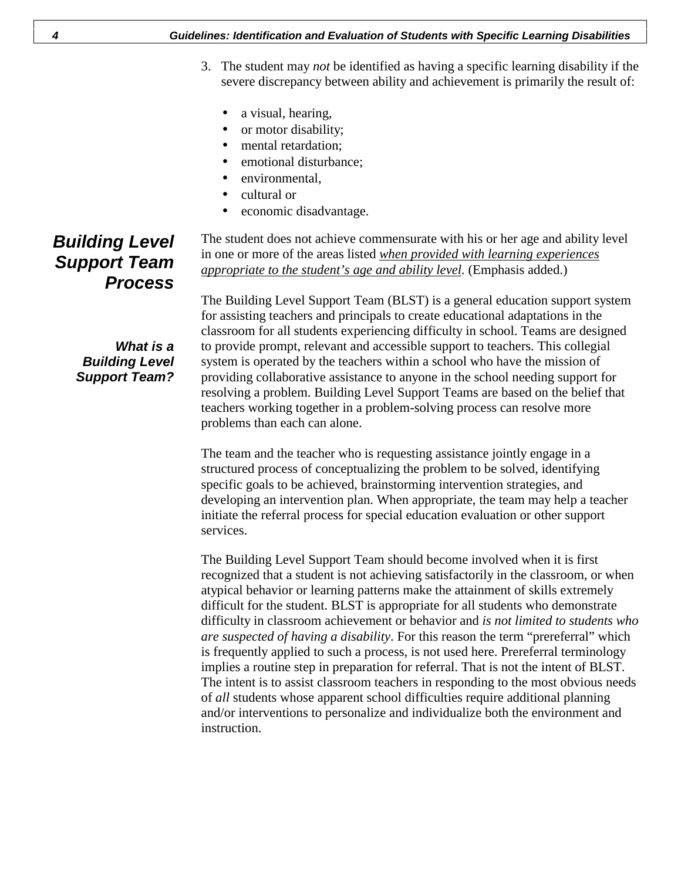3. The student may *not* be identified as having a specific learning disability if the severe discrepancy between ability and achievement is primarily the result of:

   - a visual, hearing,
   - or motor disability;
   - mental retardation;
   - emotional disturbance;
   - environmental,
   - cultural or
   - economic disadvantage.

The student does not achieve commensurate with his or her age and ability level in one or more of the areas listed *<u>when provided with learning experiences appropriate to the student's age and ability level</u>*. (Emphasis added.)

## Building Level Support Team Process

### What is a Building Level Support Team?

The Building Level Support Team (BLST) is a general education support system for assisting teachers and principals to create educational adaptations in the classroom for all students experiencing difficulty in school. Teams are designed to provide prompt, relevant and accessible support to teachers. This collegial system is operated by the teachers within a school who have the mission of providing collaborative assistance to anyone in the school needing support for resolving a problem. Building Level Support Teams are based on the belief that teachers working together in a problem-solving process can resolve more problems than each can alone.

The team and the teacher who is requesting assistance jointly engage in a structured process of conceptualizing the problem to be solved, identifying specific goals to be achieved, brainstorming intervention strategies, and developing an intervention plan. When appropriate, the team may help a teacher initiate the referral process for special education evaluation or other support services.

The Building Level Support Team should become involved when it is first recognized that a student is not achieving satisfactorily in the classroom, or when atypical behavior or learning patterns make the attainment of skills extremely difficult for the student. BLST is appropriate for all students who demonstrate difficulty in classroom achievement or behavior and *is not limited to students who are suspected of having a disability*. For this reason the term "prereferral" which is frequently applied to such a process, is not used here. Prereferral terminology implies a routine step in preparation for referral. That is not the intent of BLST. The intent is to assist classroom teachers in responding to the most obvious needs of *all* students whose apparent school difficulties require additional planning and/or interventions to personalize and individualize both the environment and instruction.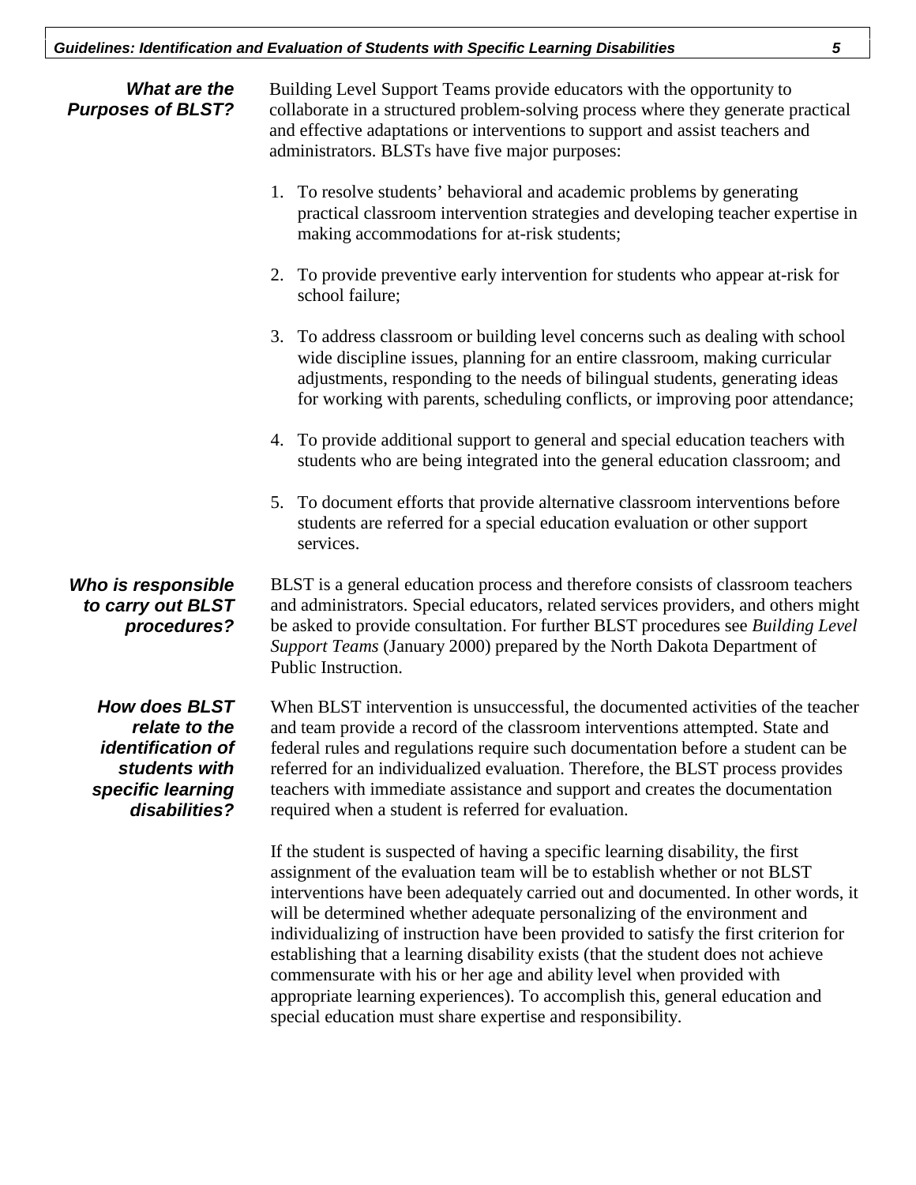### *What are the Purposes of BLST?*

Building Level Support Teams provide educators with the opportunity to collaborate in a structured problem-solving process where they generate practical and effective adaptations or interventions to support and assist teachers and administrators. BLSTs have five major purposes:

1. To resolve students' behavioral and academic problems by generating practical classroom intervention strategies and developing teacher expertise in making accommodations for at-risk students;

2. To provide preventive early intervention for students who appear at-risk for school failure;

3. To address classroom or building level concerns such as dealing with school wide discipline issues, planning for an entire classroom, making curricular adjustments, responding to the needs of bilingual students, generating ideas for working with parents, scheduling conflicts, or improving poor attendance;

4. To provide additional support to general and special education teachers with students who are being integrated into the general education classroom; and

5. To document efforts that provide alternative classroom interventions before students are referred for a special education evaluation or other support services.

### *Who is responsible to carry out BLST procedures?*

BLST is a general education process and therefore consists of classroom teachers and administrators. Special educators, related services providers, and others might be asked to provide consultation. For further BLST procedures see *Building Level Support Teams* (January 2000) prepared by the North Dakota Department of Public Instruction.

### *How does BLST relate to the identification of students with specific learning disabilities?*

When BLST intervention is unsuccessful, the documented activities of the teacher and team provide a record of the classroom interventions attempted. State and federal rules and regulations require such documentation before a student can be referred for an individualized evaluation. Therefore, the BLST process provides teachers with immediate assistance and support and creates the documentation required when a student is referred for evaluation.

If the student is suspected of having a specific learning disability, the first assignment of the evaluation team will be to establish whether or not BLST interventions have been adequately carried out and documented. In other words, it will be determined whether adequate personalizing of the environment and individualizing of instruction have been provided to satisfy the first criterion for establishing that a learning disability exists (that the student does not achieve commensurate with his or her age and ability level when provided with appropriate learning experiences). To accomplish this, general education and special education must share expertise and responsibility.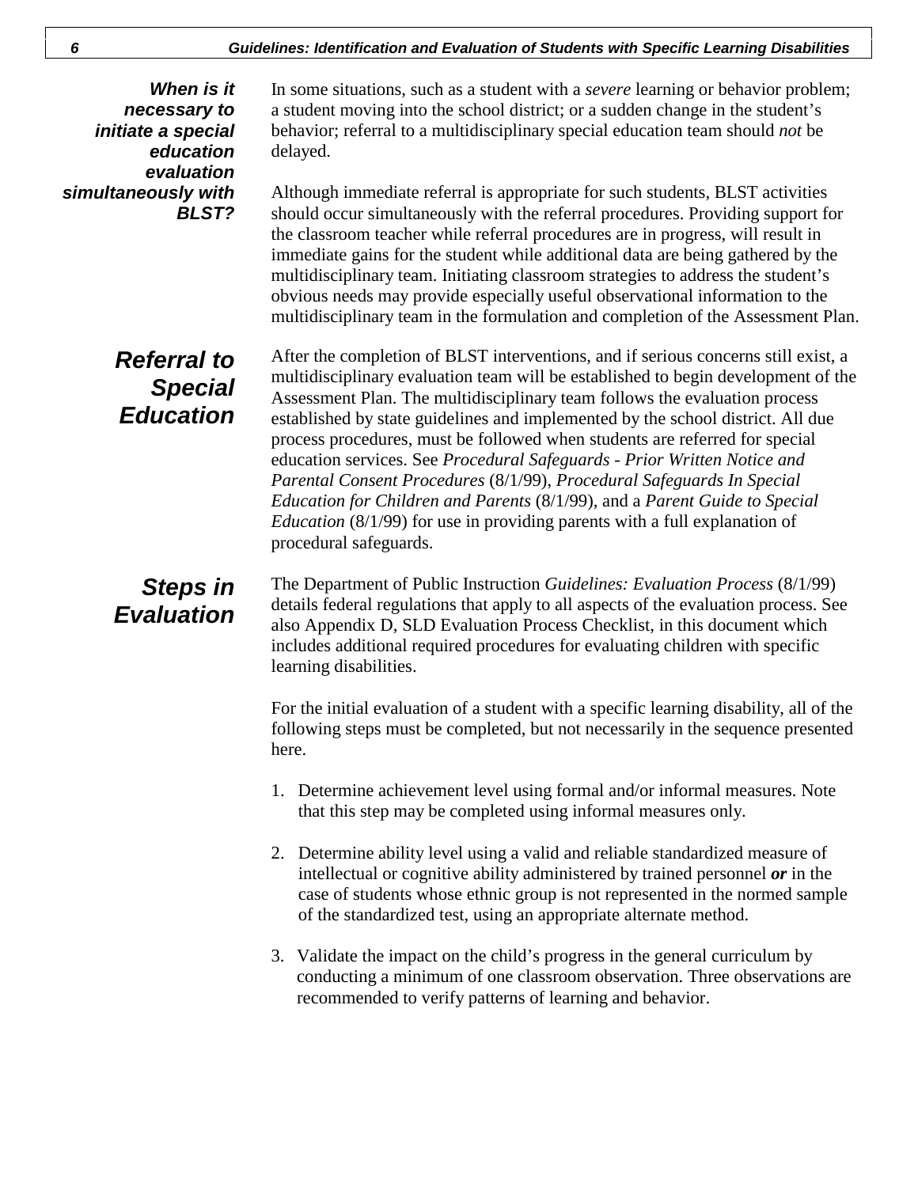### *When is it necessary to initiate a special education evaluation simultaneously with BLST?*

In some situations, such as a student with a *severe* learning or behavior problem; a student moving into the school district; or a sudden change in the student's behavior; referral to a multidisciplinary special education team should *not* be delayed.

Although immediate referral is appropriate for such students, BLST activities should occur simultaneously with the referral procedures. Providing support for the classroom teacher while referral procedures are in progress, will result in immediate gains for the student while additional data are being gathered by the multidisciplinary team. Initiating classroom strategies to address the student's obvious needs may provide especially useful observational information to the multidisciplinary team in the formulation and completion of the Assessment Plan.

## *Referral to Special Education*

After the completion of BLST interventions, and if serious concerns still exist, a multidisciplinary evaluation team will be established to begin development of the Assessment Plan. The multidisciplinary team follows the evaluation process established by state guidelines and implemented by the school district. All due process procedures, must be followed when students are referred for special education services. See *Procedural Safeguards - Prior Written Notice and Parental Consent Procedures* (8/1/99), *Procedural Safeguards In Special Education for Children and Parents* (8/1/99), and a *Parent Guide to Special Education* (8/1/99) for use in providing parents with a full explanation of procedural safeguards.

## *Steps in Evaluation*

The Department of Public Instruction *Guidelines: Evaluation Process* (8/1/99) details federal regulations that apply to all aspects of the evaluation process. See also Appendix D, SLD Evaluation Process Checklist, in this document which includes additional required procedures for evaluating children with specific learning disabilities.

For the initial evaluation of a student with a specific learning disability, all of the following steps must be completed, but not necessarily in the sequence presented here.

1. Determine achievement level using formal and/or informal measures. Note that this step may be completed using informal measures only.

2. Determine ability level using a valid and reliable standardized measure of intellectual or cognitive ability administered by trained personnel ***or*** in the case of students whose ethnic group is not represented in the normed sample of the standardized test, using an appropriate alternate method.

3. Validate the impact on the child's progress in the general curriculum by conducting a minimum of one classroom observation. Three observations are recommended to verify patterns of learning and behavior.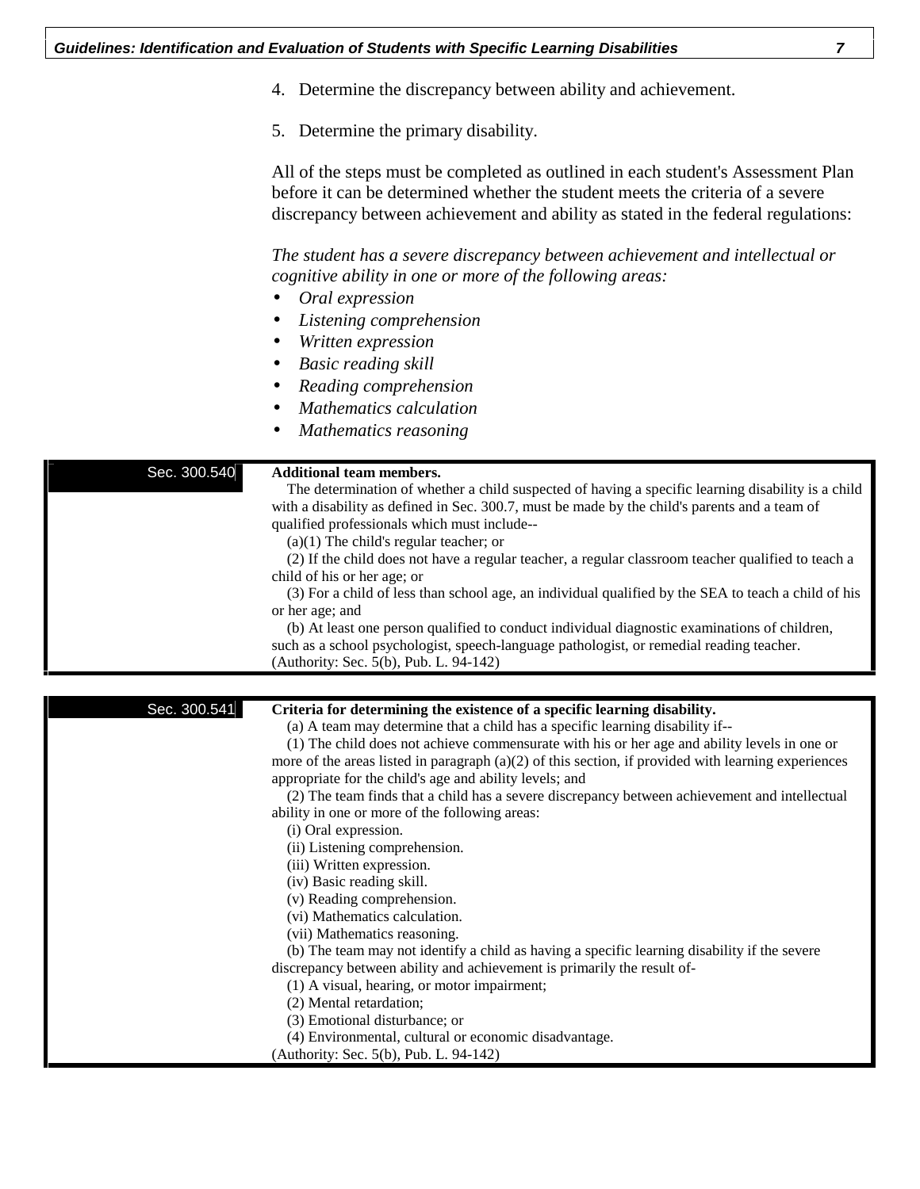4. Determine the discrepancy between ability and achievement.

5. Determine the primary disability.

All of the steps must be completed as outlined in each student's Assessment Plan before it can be determined whether the student meets the criteria of a severe discrepancy between achievement and ability as stated in the federal regulations:

*The student has a severe discrepancy between achievement and intellectual or cognitive ability in one or more of the following areas:*

- *Oral expression*
- *Listening comprehension*
- *Written expression*
- *Basic reading skill*
- *Reading comprehension*
- *Mathematics calculation*
- *Mathematics reasoning*

**Sec. 300.540**

**Additional team members.**

The determination of whether a child suspected of having a specific learning disability is a child with a disability as defined in Sec. 300.7, must be made by the child's parents and a team of qualified professionals which must include--

(a)(1) The child's regular teacher; or

(2) If the child does not have a regular teacher, a regular classroom teacher qualified to teach a child of his or her age; or

(3) For a child of less than school age, an individual qualified by the SEA to teach a child of his or her age; and

(b) At least one person qualified to conduct individual diagnostic examinations of children, such as a school psychologist, speech-language pathologist, or remedial reading teacher.

(Authority: Sec. 5(b), Pub. L. 94-142)

**Sec. 300.541**

**Criteria for determining the existence of a specific learning disability.**

(a) A team may determine that a child has a specific learning disability if--

(1) The child does not achieve commensurate with his or her age and ability levels in one or more of the areas listed in paragraph (a)(2) of this section, if provided with learning experiences appropriate for the child's age and ability levels; and

(2) The team finds that a child has a severe discrepancy between achievement and intellectual ability in one or more of the following areas:

(i) Oral expression.

(ii) Listening comprehension.

(iii) Written expression.

(iv) Basic reading skill.

(v) Reading comprehension.

(vi) Mathematics calculation.

(vii) Mathematics reasoning.

(b) The team may not identify a child as having a specific learning disability if the severe discrepancy between ability and achievement is primarily the result of-

(1) A visual, hearing, or motor impairment;

(2) Mental retardation;

(3) Emotional disturbance; or

(4) Environmental, cultural or economic disadvantage.

(Authority: Sec. 5(b), Pub. L. 94-142)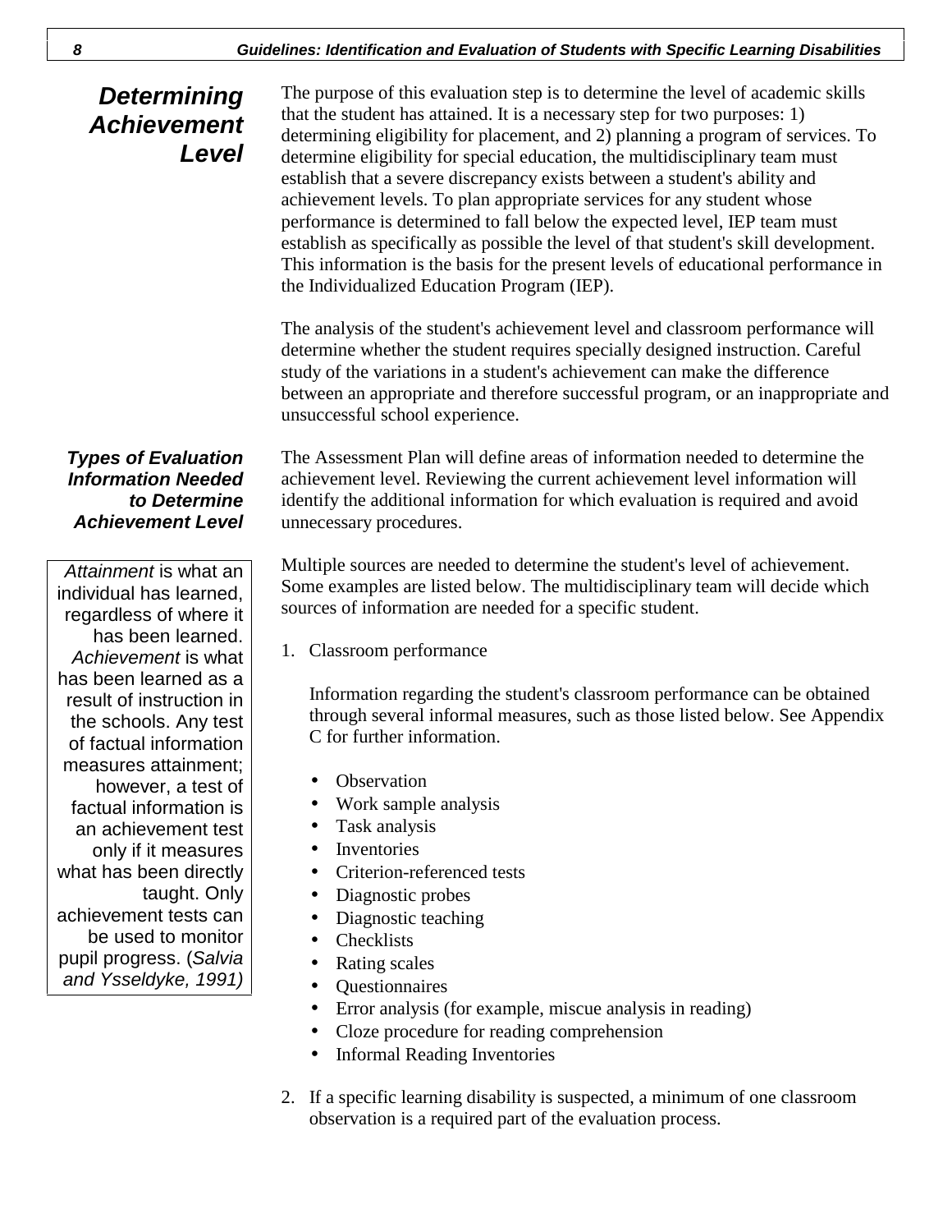## Determining Achievement Level

The purpose of this evaluation step is to determine the level of academic skills that the student has attained. It is a necessary step for two purposes: 1) determining eligibility for placement, and 2) planning a program of services. To determine eligibility for special education, the multidisciplinary team must establish that a severe discrepancy exists between a student's ability and achievement levels. To plan appropriate services for any student whose performance is determined to fall below the expected level, IEP team must establish as specifically as possible the level of that student's skill development. This information is the basis for the present levels of educational performance in the Individualized Education Program (IEP).

The analysis of the student's achievement level and classroom performance will determine whether the student requires specially designed instruction. Careful study of the variations in a student's achievement can make the difference between an appropriate and therefore successful program, or an inappropriate and unsuccessful school experience.

### *Types of Evaluation Information Needed to Determine Achievement Level*

The Assessment Plan will define areas of information needed to determine the achievement level. Reviewing the current achievement level information will identify the additional information for which evaluation is required and avoid unnecessary procedures.

> *Attainment* is what an individual has learned, regardless of where it has been learned. *Achievement* is what has been learned as a result of instruction in the schools. Any test of factual information measures attainment; however, a test of factual information is an achievement test only if it measures what has been directly taught. Only achievement tests can be used to monitor pupil progress. (*Salvia and Ysseldyke, 1991)*

Multiple sources are needed to determine the student's level of achievement. Some examples are listed below. The multidisciplinary team will decide which sources of information are needed for a specific student.

1. Classroom performance

   Information regarding the student's classroom performance can be obtained through several informal measures, such as those listed below. See Appendix C for further information.

   - Observation
   - Work sample analysis
   - Task analysis
   - Inventories
   - Criterion-referenced tests
   - Diagnostic probes
   - Diagnostic teaching
   - Checklists
   - Rating scales
   - Questionnaires
   - Error analysis (for example, miscue analysis in reading)
   - Cloze procedure for reading comprehension
   - Informal Reading Inventories

2. If a specific learning disability is suspected, a minimum of one classroom observation is a required part of the evaluation process.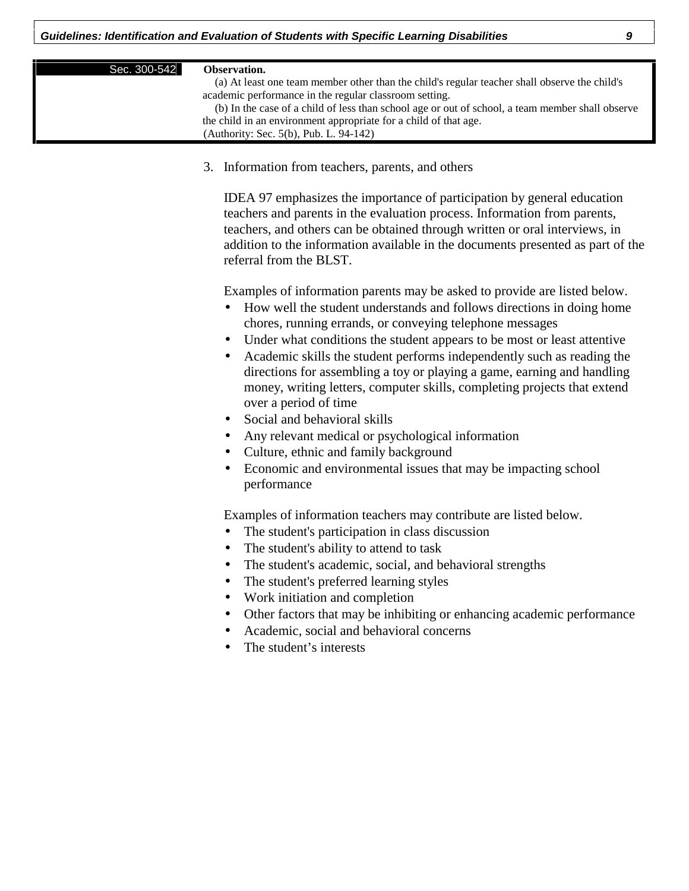| Sec. 300-542 | **Observation.**<br>(a) At least one team member other than the child's regular teacher shall observe the child's academic performance in the regular classroom setting.<br>(b) In the case of a child of less than school age or out of school, a team member shall observe the child in an environment appropriate for a child of that age.<br>(Authority: Sec. 5(b), Pub. L. 94-142) |
|---|---|

3. Information from teachers, parents, and others

   IDEA 97 emphasizes the importance of participation by general education teachers and parents in the evaluation process. Information from parents, teachers, and others can be obtained through written or oral interviews, in addition to the information available in the documents presented as part of the referral from the BLST.

   Examples of information parents may be asked to provide are listed below.
   - How well the student understands and follows directions in doing home chores, running errands, or conveying telephone messages
   - Under what conditions the student appears to be most or least attentive
   - Academic skills the student performs independently such as reading the directions for assembling a toy or playing a game, earning and handling money, writing letters, computer skills, completing projects that extend over a period of time
   - Social and behavioral skills
   - Any relevant medical or psychological information
   - Culture, ethnic and family background
   - Economic and environmental issues that may be impacting school performance

   Examples of information teachers may contribute are listed below.
   - The student's participation in class discussion
   - The student's ability to attend to task
   - The student's academic, social, and behavioral strengths
   - The student's preferred learning styles
   - Work initiation and completion
   - Other factors that may be inhibiting or enhancing academic performance
   - Academic, social and behavioral concerns
   - The student's interests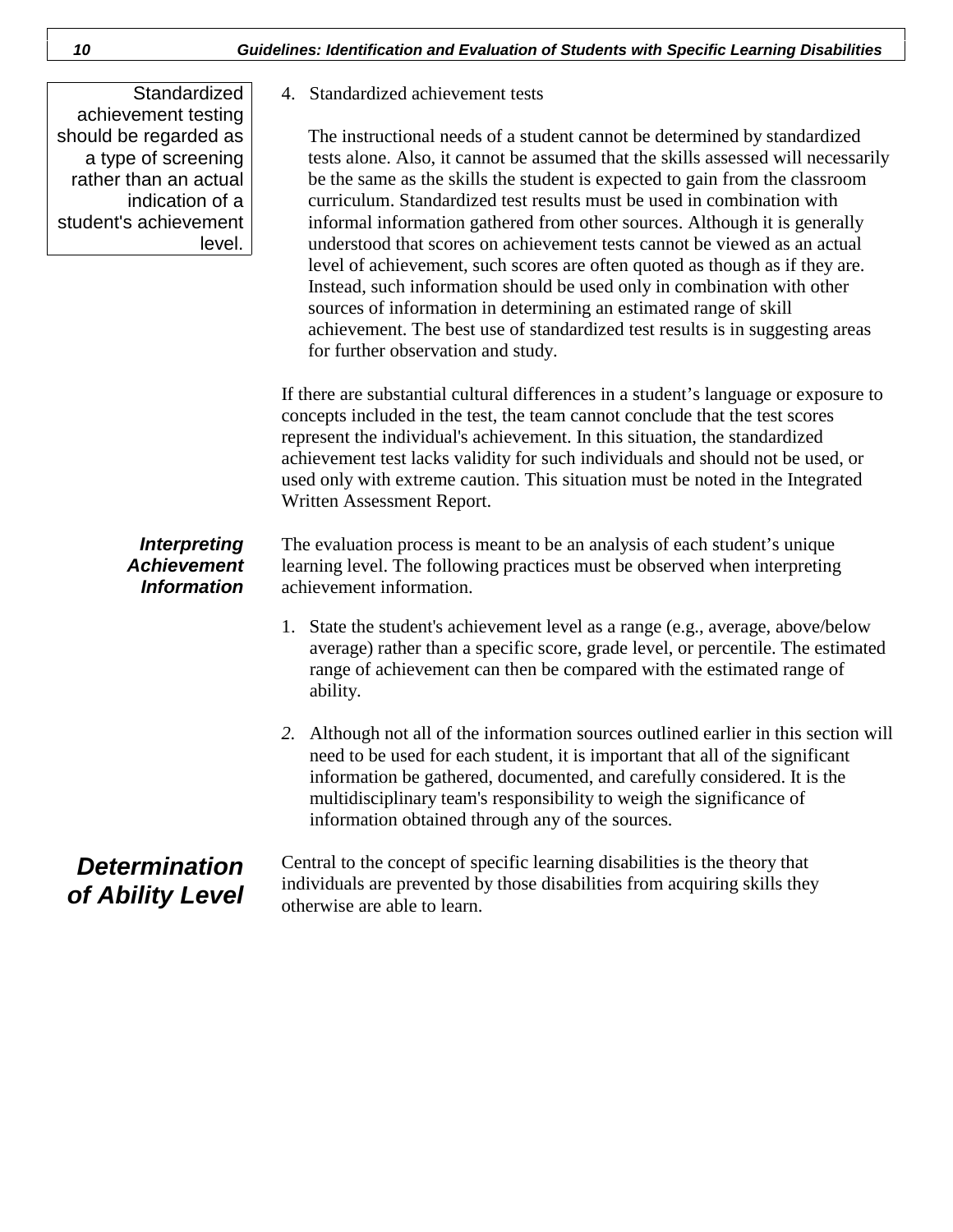> Standardized achievement testing should be regarded as a type of screening rather than an actual indication of a student's achievement level.

4. Standardized achievement tests

   The instructional needs of a student cannot be determined by standardized tests alone. Also, it cannot be assumed that the skills assessed will necessarily be the same as the skills the student is expected to gain from the classroom curriculum. Standardized test results must be used in combination with informal information gathered from other sources. Although it is generally understood that scores on achievement tests cannot be viewed as an actual level of achievement, such scores are often quoted as though as if they are. Instead, such information should be used only in combination with other sources of information in determining an estimated range of skill achievement. The best use of standardized test results is in suggesting areas for further observation and study.

If there are substantial cultural differences in a student's language or exposure to concepts included in the test, the team cannot conclude that the test scores represent the individual's achievement. In this situation, the standardized achievement test lacks validity for such individuals and should not be used, or used only with extreme caution. This situation must be noted in the Integrated Written Assessment Report.

### *Interpreting Achievement Information*

The evaluation process is meant to be an analysis of each student's unique learning level. The following practices must be observed when interpreting achievement information.

1. State the student's achievement level as a range (e.g., average, above/below average) rather than a specific score, grade level, or percentile. The estimated range of achievement can then be compared with the estimated range of ability.

2. Although not all of the information sources outlined earlier in this section will need to be used for each student, it is important that all of the significant information be gathered, documented, and carefully considered. It is the multidisciplinary team's responsibility to weigh the significance of information obtained through any of the sources.

## *Determination of Ability Level*

Central to the concept of specific learning disabilities is the theory that individuals are prevented by those disabilities from acquiring skills they otherwise are able to learn.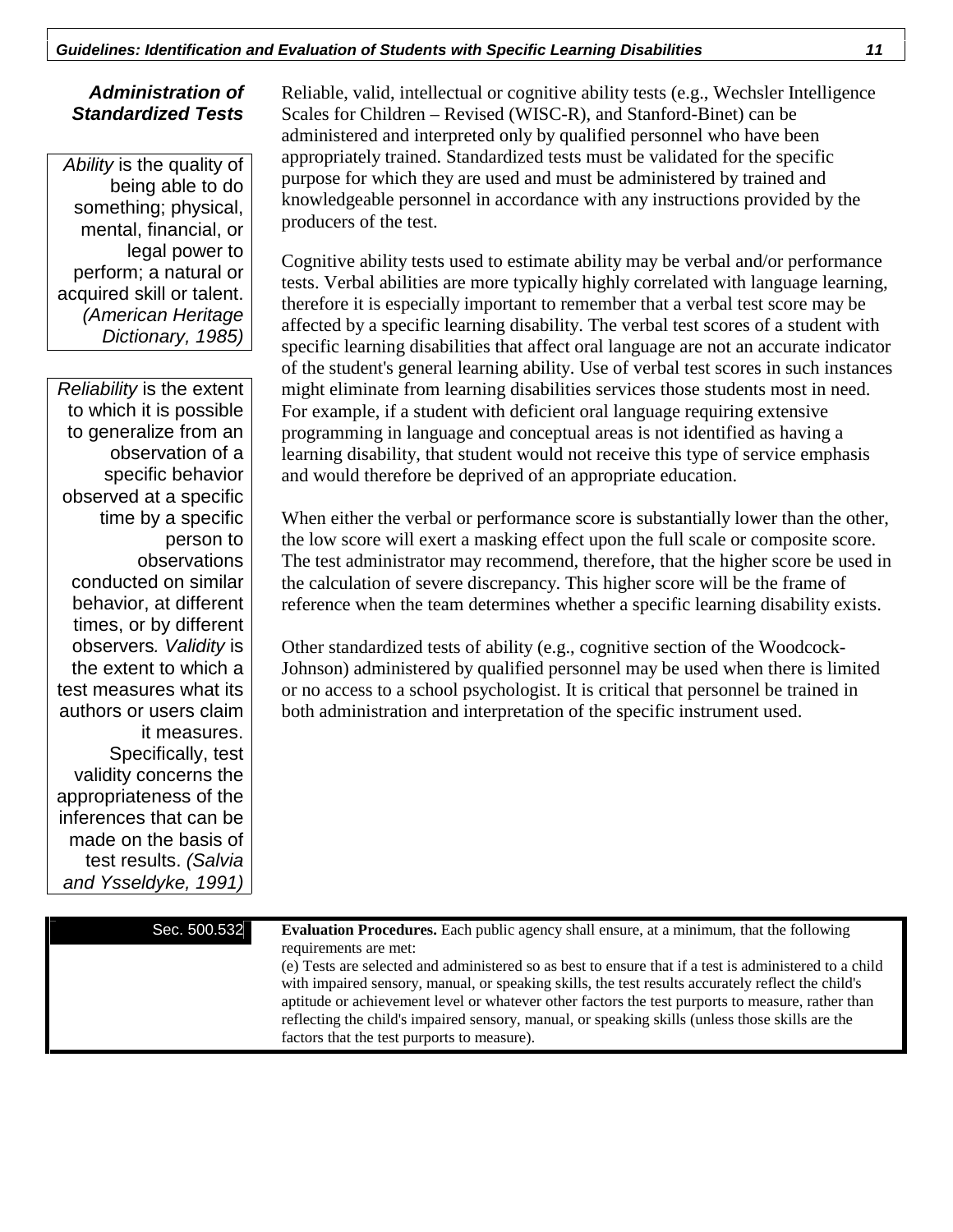## Administration of Standardized Tests

*Ability* is the quality of being able to do something; physical, mental, financial, or legal power to perform; a natural or acquired skill or talent. *(American Heritage Dictionary, 1985)*

*Reliability* is the extent to which it is possible to generalize from an observation of a specific behavior observed at a specific time by a specific person to observations conducted on similar behavior, at different times, or by different observers. *Validity* is the extent to which a test measures what its authors or users claim it measures. Specifically, test validity concerns the appropriateness of the inferences that can be made on the basis of test results. *(Salvia and Ysseldyke, 1991)*

Reliable, valid, intellectual or cognitive ability tests (e.g., Wechsler Intelligence Scales for Children – Revised (WISC-R), and Stanford-Binet) can be administered and interpreted only by qualified personnel who have been appropriately trained. Standardized tests must be validated for the specific purpose for which they are used and must be administered by trained and knowledgeable personnel in accordance with any instructions provided by the producers of the test.

Cognitive ability tests used to estimate ability may be verbal and/or performance tests. Verbal abilities are more typically highly correlated with language learning, therefore it is especially important to remember that a verbal test score may be affected by a specific learning disability. The verbal test scores of a student with specific learning disabilities that affect oral language are not an accurate indicator of the student's general learning ability. Use of verbal test scores in such instances might eliminate from learning disabilities services those students most in need. For example, if a student with deficient oral language requiring extensive programming in language and conceptual areas is not identified as having a learning disability, that student would not receive this type of service emphasis and would therefore be deprived of an appropriate education.

When either the verbal or performance score is substantially lower than the other, the low score will exert a masking effect upon the full scale or composite score. The test administrator may recommend, therefore, that the higher score be used in the calculation of severe discrepancy. This higher score will be the frame of reference when the team determines whether a specific learning disability exists.

Other standardized tests of ability (e.g., cognitive section of the Woodcock-Johnson) administered by qualified personnel may be used when there is limited or no access to a school psychologist. It is critical that personnel be trained in both administration and interpretation of the specific instrument used.

Sec. 500.532

**Evaluation Procedures.** Each public agency shall ensure, at a minimum, that the following requirements are met:
(e) Tests are selected and administered so as best to ensure that if a test is administered to a child with impaired sensory, manual, or speaking skills, the test results accurately reflect the child's aptitude or achievement level or whatever other factors the test purports to measure, rather than reflecting the child's impaired sensory, manual, or speaking skills (unless those skills are the factors that the test purports to measure).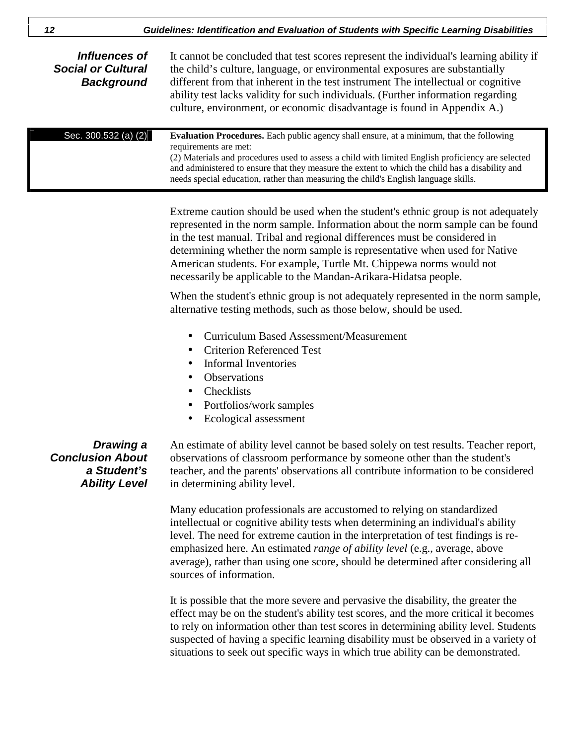### Influences of Social or Cultural Background

It cannot be concluded that test scores represent the individual's learning ability if the child's culture, language, or environmental exposures are substantially different from that inherent in the test instrument The intellectual or cognitive ability test lacks validity for such individuals. (Further information regarding culture, environment, or economic disadvantage is found in Appendix A.)

> Sec. 300.532 (a) (2)
>
> **Evaluation Procedures.** Each public agency shall ensure, at a minimum, that the following requirements are met:
> (2) Materials and procedures used to assess a child with limited English proficiency are selected and administered to ensure that they measure the extent to which the child has a disability and needs special education, rather than measuring the child's English language skills.

Extreme caution should be used when the student's ethnic group is not adequately represented in the norm sample. Information about the norm sample can be found in the test manual. Tribal and regional differences must be considered in determining whether the norm sample is representative when used for Native American students. For example, Turtle Mt. Chippewa norms would not necessarily be applicable to the Mandan-Arikara-Hidatsa people.

When the student's ethnic group is not adequately represented in the norm sample, alternative testing methods, such as those below, should be used.

- Curriculum Based Assessment/Measurement
- Criterion Referenced Test
- Informal Inventories
- Observations
- Checklists
- Portfolios/work samples
- Ecological assessment

### Drawing a Conclusion About a Student's Ability Level

An estimate of ability level cannot be based solely on test results. Teacher report, observations of classroom performance by someone other than the student's teacher, and the parents' observations all contribute information to be considered in determining ability level.

Many education professionals are accustomed to relying on standardized intellectual or cognitive ability tests when determining an individual's ability level. The need for extreme caution in the interpretation of test findings is re-emphasized here. An estimated *range of ability level* (e.g., average, above average), rather than using one score, should be determined after considering all sources of information.

It is possible that the more severe and pervasive the disability, the greater the effect may be on the student's ability test scores, and the more critical it becomes to rely on information other than test scores in determining ability level. Students suspected of having a specific learning disability must be observed in a variety of situations to seek out specific ways in which true ability can be demonstrated.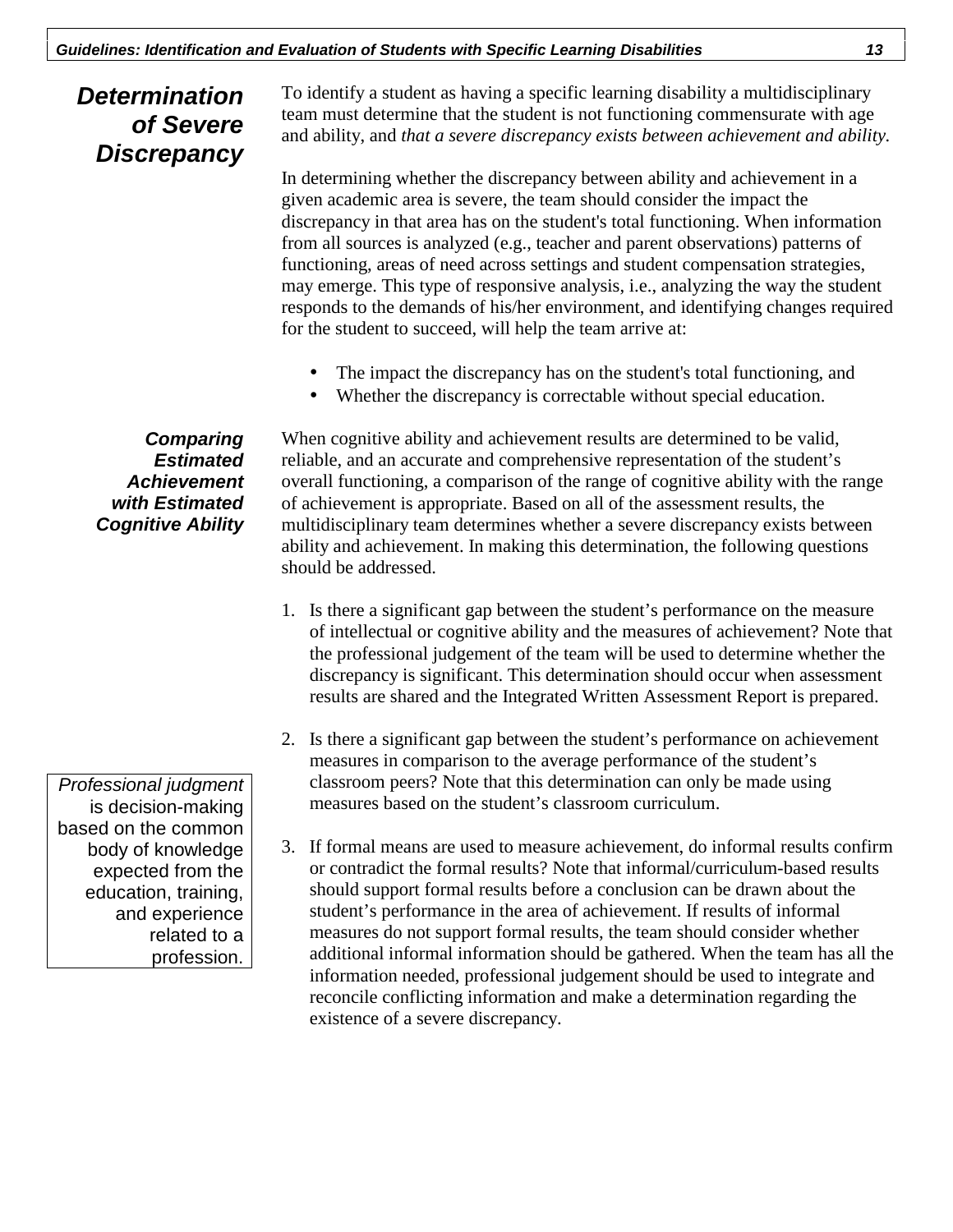## Determination of Severe Discrepancy

To identify a student as having a specific learning disability a multidisciplinary team must determine that the student is not functioning commensurate with age and ability, and *that a severe discrepancy exists between achievement and ability.*

In determining whether the discrepancy between ability and achievement in a given academic area is severe, the team should consider the impact the discrepancy in that area has on the student's total functioning. When information from all sources is analyzed (e.g., teacher and parent observations) patterns of functioning, areas of need across settings and student compensation strategies, may emerge. This type of responsive analysis, i.e., analyzing the way the student responds to the demands of his/her environment, and identifying changes required for the student to succeed, will help the team arrive at:

- The impact the discrepancy has on the student's total functioning, and
- Whether the discrepancy is correctable without special education.

### Comparing Estimated Achievement with Estimated Cognitive Ability

When cognitive ability and achievement results are determined to be valid, reliable, and an accurate and comprehensive representation of the student's overall functioning, a comparison of the range of cognitive ability with the range of achievement is appropriate. Based on all of the assessment results, the multidisciplinary team determines whether a severe discrepancy exists between ability and achievement. In making this determination, the following questions should be addressed.

1. Is there a significant gap between the student's performance on the measure of intellectual or cognitive ability and the measures of achievement? Note that the professional judgement of the team will be used to determine whether the discrepancy is significant. This determination should occur when assessment results are shared and the Integrated Written Assessment Report is prepared.

2. Is there a significant gap between the student's performance on achievement measures in comparison to the average performance of the student's classroom peers? Note that this determination can only be made using measures based on the student's classroom curriculum.

3. If formal means are used to measure achievement, do informal results confirm or contradict the formal results? Note that informal/curriculum-based results should support formal results before a conclusion can be drawn about the student's performance in the area of achievement. If results of informal measures do not support formal results, the team should consider whether additional informal information should be gathered. When the team has all the information needed, professional judgement should be used to integrate and reconcile conflicting information and make a determination regarding the existence of a severe discrepancy.

> *Professional judgment* is decision-making based on the common body of knowledge expected from the education, training, and experience related to a profession.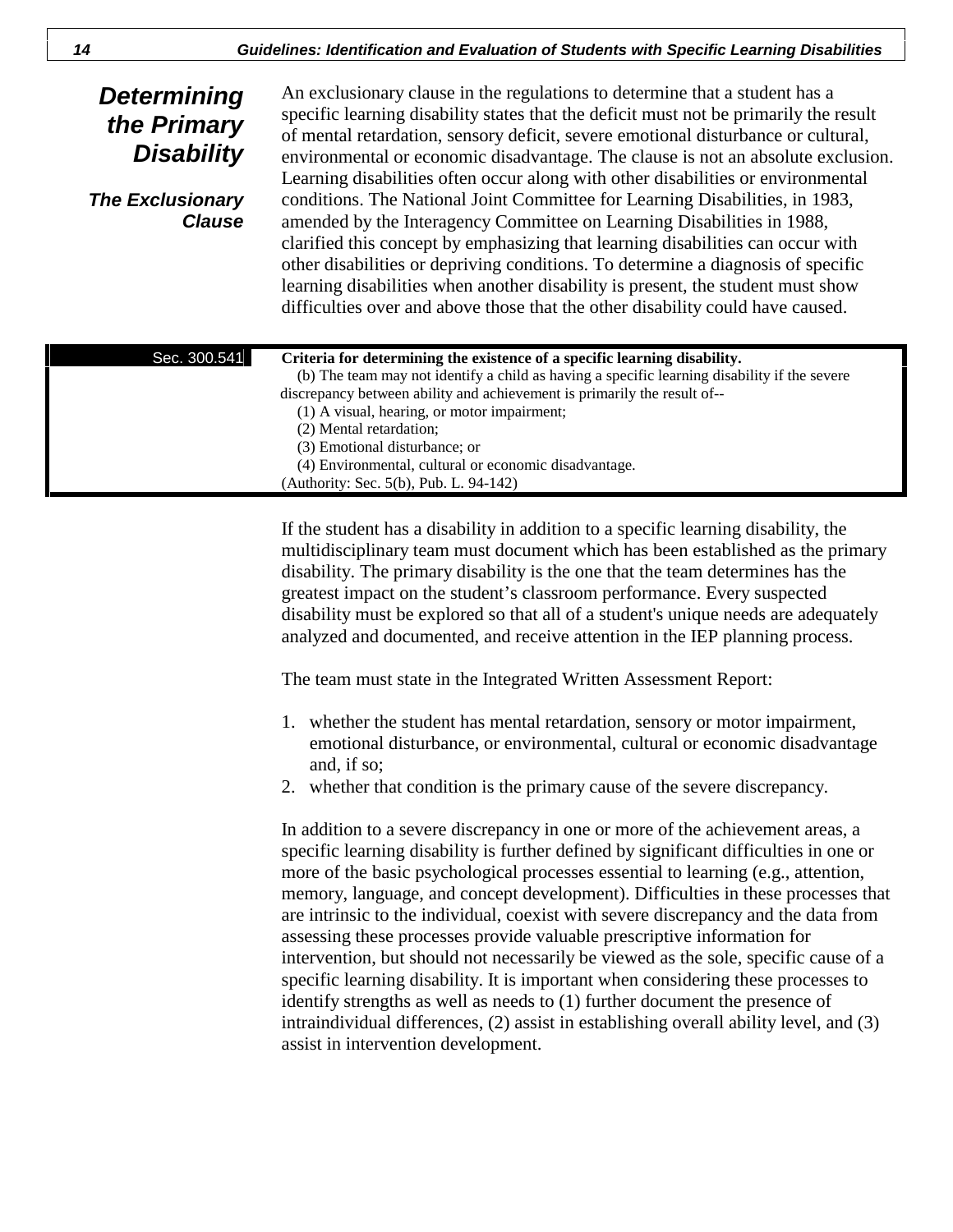## Determining the Primary Disability

### The Exclusionary Clause

An exclusionary clause in the regulations to determine that a student has a specific learning disability states that the deficit must not be primarily the result of mental retardation, sensory deficit, severe emotional disturbance or cultural, environmental or economic disadvantage. The clause is not an absolute exclusion. Learning disabilities often occur along with other disabilities or environmental conditions. The National Joint Committee for Learning Disabilities, in 1983, amended by the Interagency Committee on Learning Disabilities in 1988, clarified this concept by emphasizing that learning disabilities can occur with other disabilities or depriving conditions. To determine a diagnosis of specific learning disabilities when another disability is present, the student must show difficulties over and above those that the other disability could have caused.

> Sec. 300.541
>
> **Criteria for determining the existence of a specific learning disability.**
>
> (b) The team may not identify a child as having a specific learning disability if the severe discrepancy between ability and achievement is primarily the result of--
>
> (1) A visual, hearing, or motor impairment;
>
> (2) Mental retardation;
>
> (3) Emotional disturbance; or
>
> (4) Environmental, cultural or economic disadvantage.
>
> (Authority: Sec. 5(b), Pub. L. 94-142)

If the student has a disability in addition to a specific learning disability, the multidisciplinary team must document which has been established as the primary disability. The primary disability is the one that the team determines has the greatest impact on the student's classroom performance. Every suspected disability must be explored so that all of a student's unique needs are adequately analyzed and documented, and receive attention in the IEP planning process.

The team must state in the Integrated Written Assessment Report:

1. whether the student has mental retardation, sensory or motor impairment, emotional disturbance, or environmental, cultural or economic disadvantage and, if so;
2. whether that condition is the primary cause of the severe discrepancy.

In addition to a severe discrepancy in one or more of the achievement areas, a specific learning disability is further defined by significant difficulties in one or more of the basic psychological processes essential to learning (e.g., attention, memory, language, and concept development). Difficulties in these processes that are intrinsic to the individual, coexist with severe discrepancy and the data from assessing these processes provide valuable prescriptive information for intervention, but should not necessarily be viewed as the sole, specific cause of a specific learning disability. It is important when considering these processes to identify strengths as well as needs to (1) further document the presence of intraindividual differences, (2) assist in establishing overall ability level, and (3) assist in intervention development.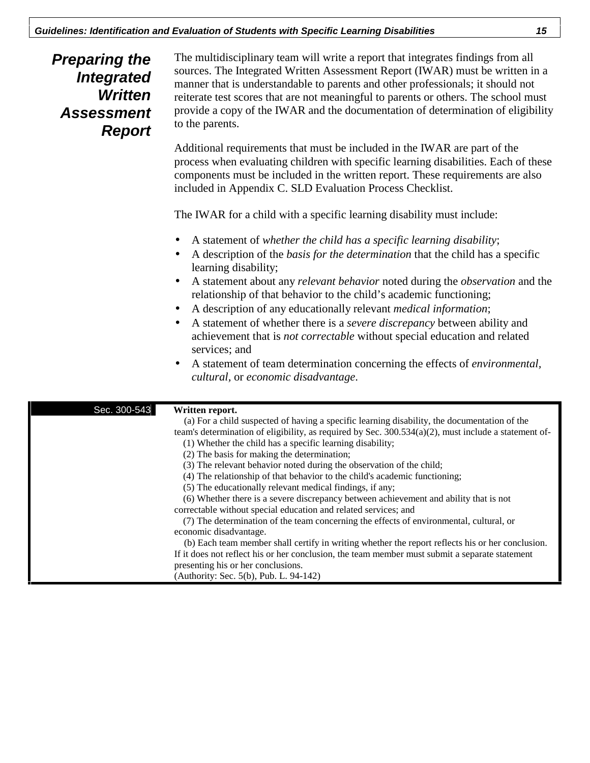## Preparing the Integrated Written Assessment Report

The multidisciplinary team will write a report that integrates findings from all sources. The Integrated Written Assessment Report (IWAR) must be written in a manner that is understandable to parents and other professionals; it should not reiterate test scores that are not meaningful to parents or others. The school must provide a copy of the IWAR and the documentation of determination of eligibility to the parents.

Additional requirements that must be included in the IWAR are part of the process when evaluating children with specific learning disabilities. Each of these components must be included in the written report. These requirements are also included in Appendix C. SLD Evaluation Process Checklist.

The IWAR for a child with a specific learning disability must include:

- A statement of *whether the child has a specific learning disability*;
- A description of the *basis for the determination* that the child has a specific learning disability;
- A statement about any *relevant behavior* noted during the *observation* and the relationship of that behavior to the child's academic functioning;
- A description of any educationally relevant *medical information*;
- A statement of whether there is a *severe discrepancy* between ability and achievement that is *not correctable* without special education and related services; and
- A statement of team determination concerning the effects of *environmental, cultural,* or *economic disadvantage*.

---

**Sec. 300-543**

**Written report.**

(a) For a child suspected of having a specific learning disability, the documentation of the team's determination of eligibility, as required by Sec. 300.534(a)(2), must include a statement of-

(1) Whether the child has a specific learning disability;

(2) The basis for making the determination;

(3) The relevant behavior noted during the observation of the child;

(4) The relationship of that behavior to the child's academic functioning;

(5) The educationally relevant medical findings, if any;

(6) Whether there is a severe discrepancy between achievement and ability that is not correctable without special education and related services; and

(7) The determination of the team concerning the effects of environmental, cultural, or economic disadvantage.

(b) Each team member shall certify in writing whether the report reflects his or her conclusion. If it does not reflect his or her conclusion, the team member must submit a separate statement presenting his or her conclusions.

(Authority: Sec. 5(b), Pub. L. 94-142)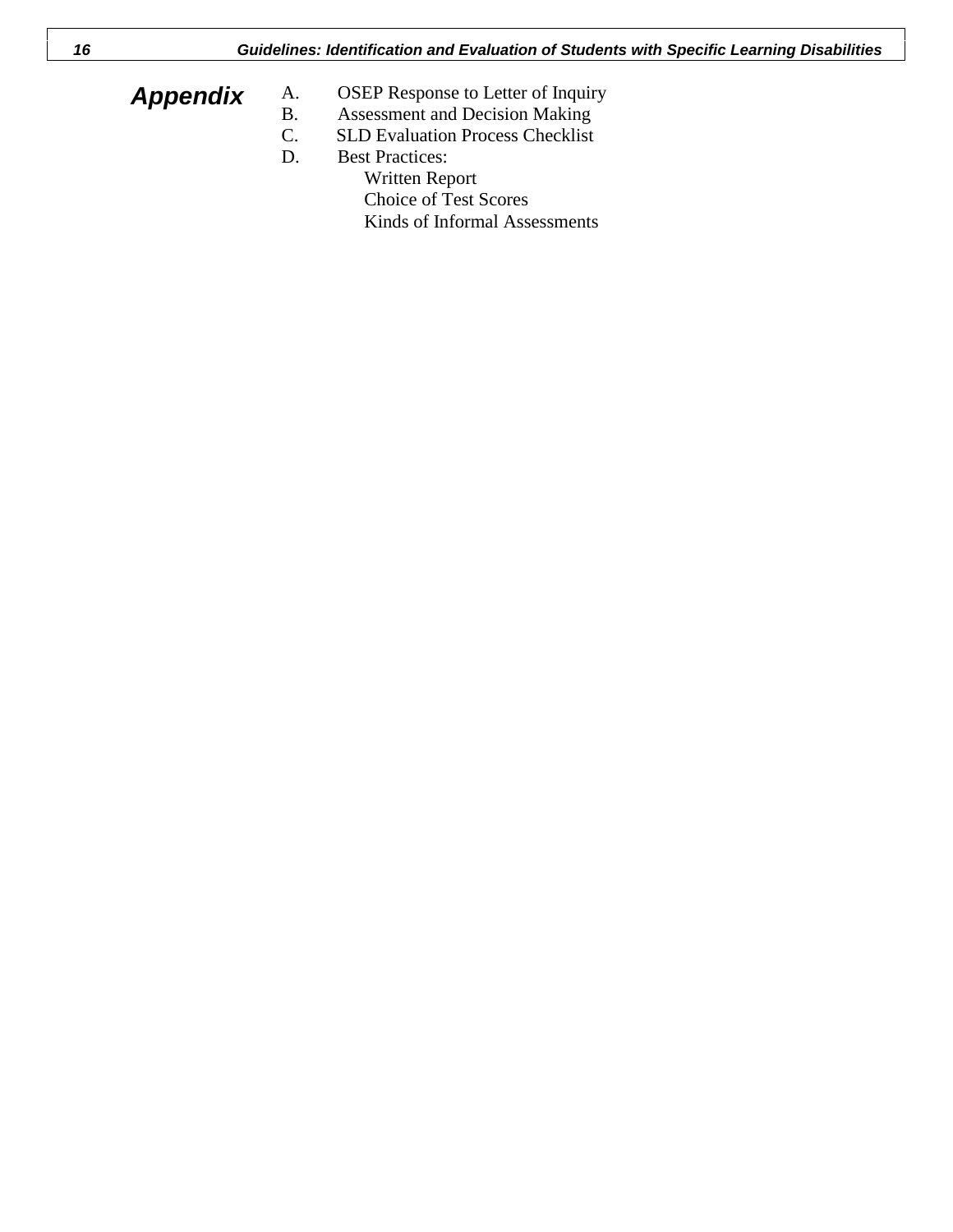# Appendix

A. OSEP Response to Letter of Inquiry
B. Assessment and Decision Making
C. SLD Evaluation Process Checklist
D. Best Practices:
   - Written Report
   - Choice of Test Scores
   - Kinds of Informal Assessments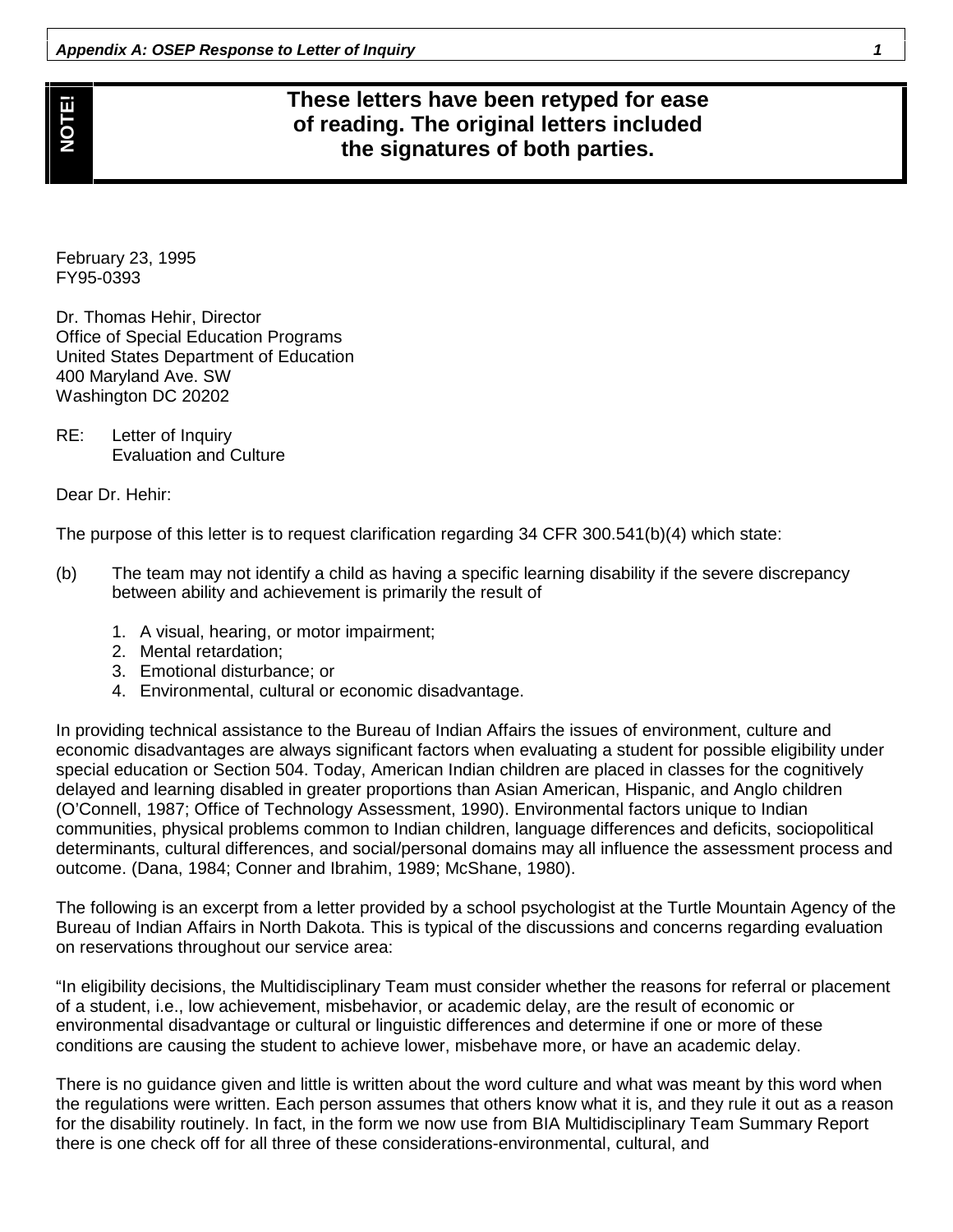**NOTE!** These letters have been retyped for ease of reading. The original letters included the signatures of both parties.

February 23, 1995
FY95-0393

Dr. Thomas Hehir, Director
Office of Special Education Programs
United States Department of Education
400 Maryland Ave. SW
Washington DC 20202

RE: Letter of Inquiry
Evaluation and Culture

Dear Dr. Hehir:

The purpose of this letter is to request clarification regarding 34 CFR 300.541(b)(4) which state:

(b) The team may not identify a child as having a specific learning disability if the severe discrepancy between ability and achievement is primarily the result of

1. A visual, hearing, or motor impairment;
2. Mental retardation;
3. Emotional disturbance; or
4. Environmental, cultural or economic disadvantage.

In providing technical assistance to the Bureau of Indian Affairs the issues of environment, culture and economic disadvantages are always significant factors when evaluating a student for possible eligibility under special education or Section 504. Today, American Indian children are placed in classes for the cognitively delayed and learning disabled in greater proportions than Asian American, Hispanic, and Anglo children (O'Connell, 1987; Office of Technology Assessment, 1990). Environmental factors unique to Indian communities, physical problems common to Indian children, language differences and deficits, sociopolitical determinants, cultural differences, and social/personal domains may all influence the assessment process and outcome. (Dana, 1984; Conner and Ibrahim, 1989; McShane, 1980).

The following is an excerpt from a letter provided by a school psychologist at the Turtle Mountain Agency of the Bureau of Indian Affairs in North Dakota. This is typical of the discussions and concerns regarding evaluation on reservations throughout our service area:

"In eligibility decisions, the Multidisciplinary Team must consider whether the reasons for referral or placement of a student, i.e., low achievement, misbehavior, or academic delay, are the result of economic or environmental disadvantage or cultural or linguistic differences and determine if one or more of these conditions are causing the student to achieve lower, misbehave more, or have an academic delay.

There is no guidance given and little is written about the word culture and what was meant by this word when the regulations were written. Each person assumes that others know what it is, and they rule it out as a reason for the disability routinely. In fact, in the form we now use from BIA Multidisciplinary Team Summary Report there is one check off for all three of these considerations-environmental, cultural, and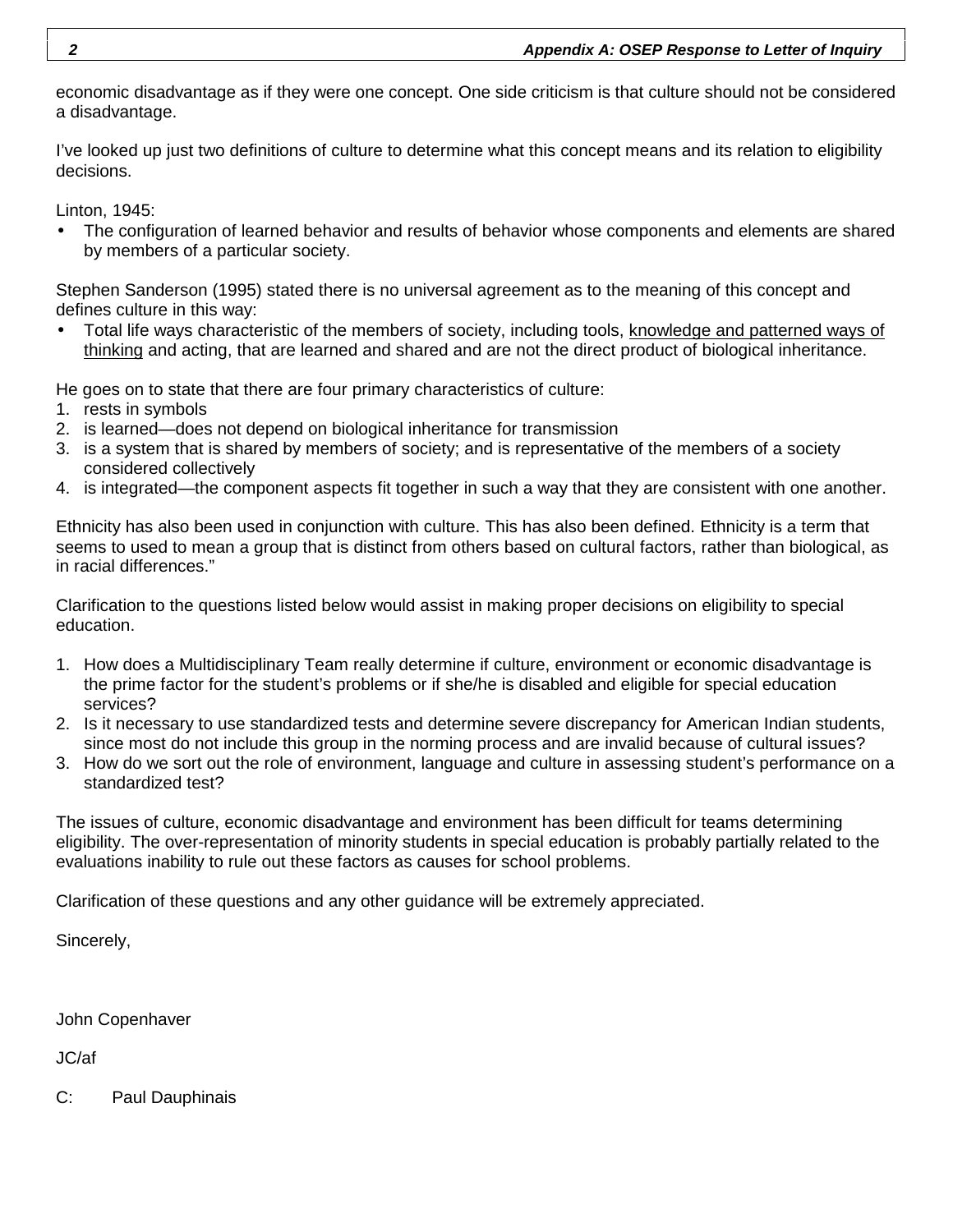economic disadvantage as if they were one concept. One side criticism is that culture should not be considered a disadvantage.

I've looked up just two definitions of culture to determine what this concept means and its relation to eligibility decisions.

Linton, 1945:

- The configuration of learned behavior and results of behavior whose components and elements are shared by members of a particular society.

Stephen Sanderson (1995) stated there is no universal agreement as to the meaning of this concept and defines culture in this way:

- Total life ways characteristic of the members of society, including tools, <u>knowledge and patterned ways of thinking</u> and acting, that are learned and shared and are not the direct product of biological inheritance.

He goes on to state that there are four primary characteristics of culture:

1. rests in symbols
2. is learned—does not depend on biological inheritance for transmission
3. is a system that is shared by members of society; and is representative of the members of a society considered collectively
4. is integrated—the component aspects fit together in such a way that they are consistent with one another.

Ethnicity has also been used in conjunction with culture. This has also been defined. Ethnicity is a term that seems to used to mean a group that is distinct from others based on cultural factors, rather than biological, as in racial differences."

Clarification to the questions listed below would assist in making proper decisions on eligibility to special education.

1. How does a Multidisciplinary Team really determine if culture, environment or economic disadvantage is the prime factor for the student's problems or if she/he is disabled and eligible for special education services?
2. Is it necessary to use standardized tests and determine severe discrepancy for American Indian students, since most do not include this group in the norming process and are invalid because of cultural issues?
3. How do we sort out the role of environment, language and culture in assessing student's performance on a standardized test?

The issues of culture, economic disadvantage and environment has been difficult for teams determining eligibility. The over-representation of minority students in special education is probably partially related to the evaluations inability to rule out these factors as causes for school problems.

Clarification of these questions and any other guidance will be extremely appreciated.

Sincerely,

John Copenhaver

JC/af

C: Paul Dauphinais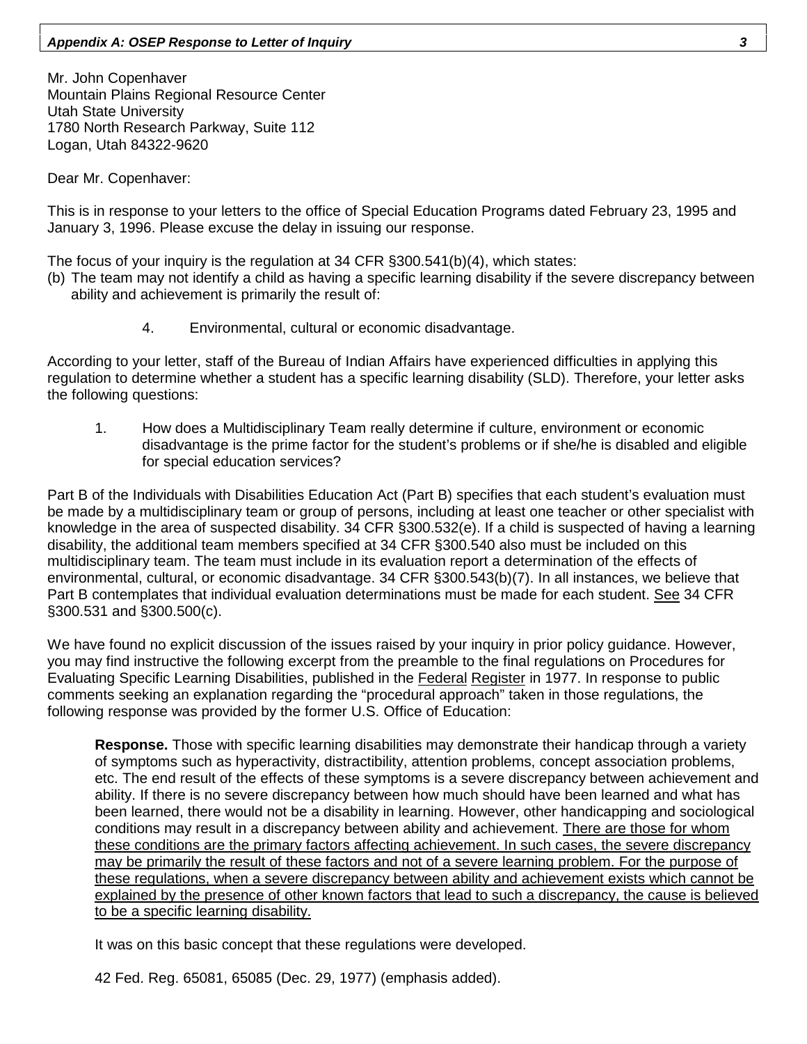Mr. John Copenhaver
Mountain Plains Regional Resource Center
Utah State University
1780 North Research Parkway, Suite 112
Logan, Utah 84322-9620

Dear Mr. Copenhaver:

This is in response to your letters to the office of Special Education Programs dated February 23, 1995 and January 3, 1996. Please excuse the delay in issuing our response.

The focus of your inquiry is the regulation at 34 CFR §300.541(b)(4), which states:

(b) The team may not identify a child as having a specific learning disability if the severe discrepancy between ability and achievement is primarily the result of:

> 4. Environmental, cultural or economic disadvantage.

According to your letter, staff of the Bureau of Indian Affairs have experienced difficulties in applying this regulation to determine whether a student has a specific learning disability (SLD). Therefore, your letter asks the following questions:

1. How does a Multidisciplinary Team really determine if culture, environment or economic disadvantage is the prime factor for the student's problems or if she/he is disabled and eligible for special education services?

Part B of the Individuals with Disabilities Education Act (Part B) specifies that each student's evaluation must be made by a multidisciplinary team or group of persons, including at least one teacher or other specialist with knowledge in the area of suspected disability. 34 CFR §300.532(e). If a child is suspected of having a learning disability, the additional team members specified at 34 CFR §300.540 also must be included on this multidisciplinary team. The team must include in its evaluation report a determination of the effects of environmental, cultural, or economic disadvantage. 34 CFR §300.543(b)(7). In all instances, we believe that Part B contemplates that individual evaluation determinations must be made for each student. <u>See</u> 34 CFR §300.531 and §300.500(c).

We have found no explicit discussion of the issues raised by your inquiry in prior policy guidance. However, you may find instructive the following excerpt from the preamble to the final regulations on Procedures for Evaluating Specific Learning Disabilities, published in the <u>Federal Register</u> in 1977. In response to public comments seeking an explanation regarding the "procedural approach" taken in those regulations, the following response was provided by the former U.S. Office of Education:

> **Response.** Those with specific learning disabilities may demonstrate their handicap through a variety of symptoms such as hyperactivity, distractibility, attention problems, concept association problems, etc. The end result of the effects of these symptoms is a severe discrepancy between achievement and ability. If there is no severe discrepancy between how much should have been learned and what has been learned, there would not be a disability in learning. However, other handicapping and sociological conditions may result in a discrepancy between ability and achievement. <u>There are those for whom these conditions are the primary factors affecting achievement. In such cases, the severe discrepancy may be primarily the result of these factors and not of a severe learning problem. For the purpose of these regulations, when a severe discrepancy between ability and achievement exists which cannot be explained by the presence of other known factors that lead to such a discrepancy, the cause is believed to be a specific learning disability.</u>
>
> It was on this basic concept that these regulations were developed.
>
> 42 Fed. Reg. 65081, 65085 (Dec. 29, 1977) (emphasis added).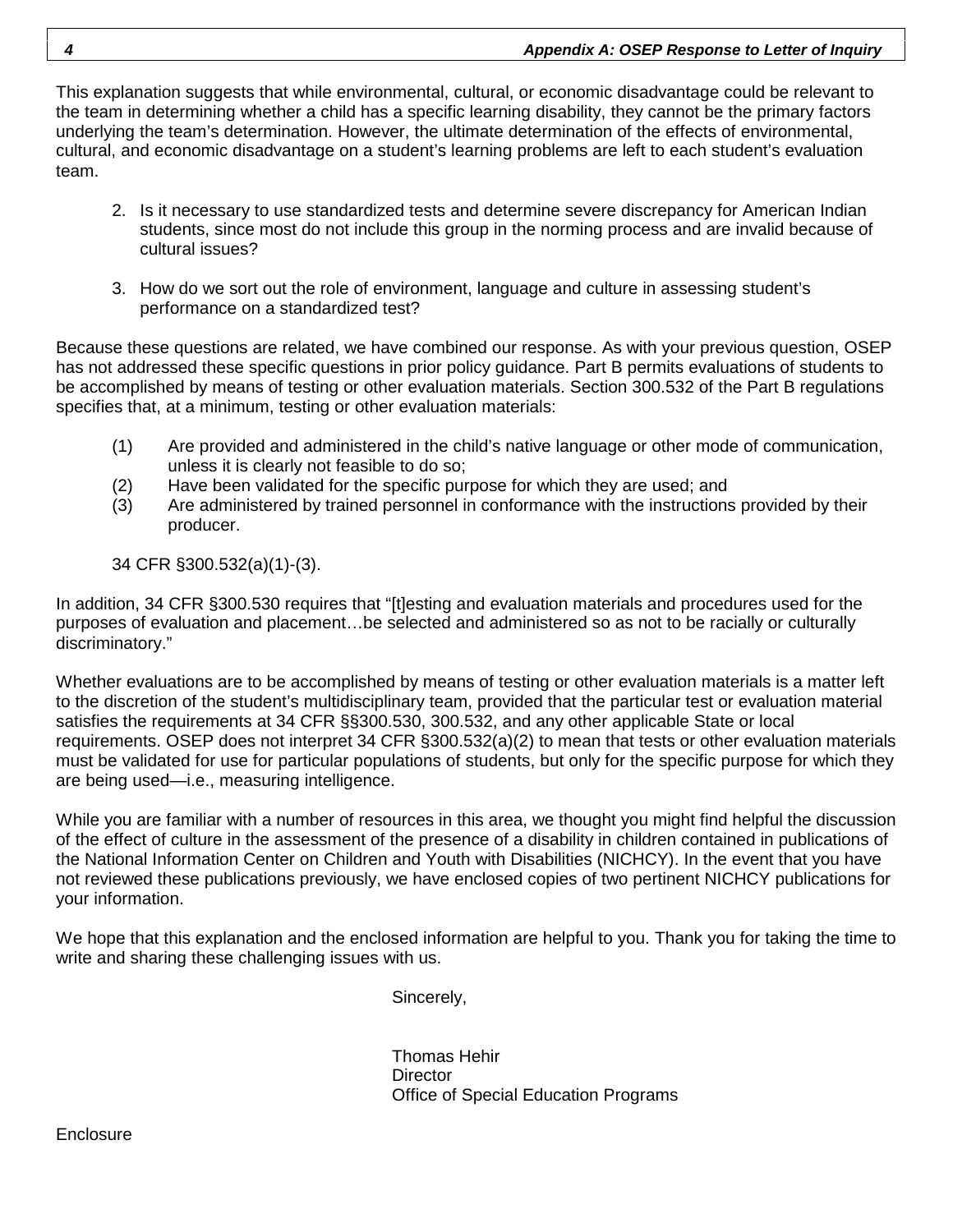This explanation suggests that while environmental, cultural, or economic disadvantage could be relevant to the team in determining whether a child has a specific learning disability, they cannot be the primary factors underlying the team's determination. However, the ultimate determination of the effects of environmental, cultural, and economic disadvantage on a student's learning problems are left to each student's evaluation team.

2. Is it necessary to use standardized tests and determine severe discrepancy for American Indian students, since most do not include this group in the norming process and are invalid because of cultural issues?

3. How do we sort out the role of environment, language and culture in assessing student's performance on a standardized test?

Because these questions are related, we have combined our response. As with your previous question, OSEP has not addressed these specific questions in prior policy guidance. Part B permits evaluations of students to be accomplished by means of testing or other evaluation materials. Section 300.532 of the Part B regulations specifies that, at a minimum, testing or other evaluation materials:

(1) Are provided and administered in the child's native language or other mode of communication, unless it is clearly not feasible to do so;
(2) Have been validated for the specific purpose for which they are used; and
(3) Are administered by trained personnel in conformance with the instructions provided by their producer.

34 CFR §300.532(a)(1)-(3).

In addition, 34 CFR §300.530 requires that "[t]esting and evaluation materials and procedures used for the purposes of evaluation and placement…be selected and administered so as not to be racially or culturally discriminatory."

Whether evaluations are to be accomplished by means of testing or other evaluation materials is a matter left to the discretion of the student's multidisciplinary team, provided that the particular test or evaluation material satisfies the requirements at 34 CFR §§300.530, 300.532, and any other applicable State or local requirements. OSEP does not interpret 34 CFR §300.532(a)(2) to mean that tests or other evaluation materials must be validated for use for particular populations of students, but only for the specific purpose for which they are being used—i.e., measuring intelligence.

While you are familiar with a number of resources in this area, we thought you might find helpful the discussion of the effect of culture in the assessment of the presence of a disability in children contained in publications of the National Information Center on Children and Youth with Disabilities (NICHCY). In the event that you have not reviewed these publications previously, we have enclosed copies of two pertinent NICHCY publications for your information.

We hope that this explanation and the enclosed information are helpful to you. Thank you for taking the time to write and sharing these challenging issues with us.

Sincerely,

Thomas Hehir
Director
Office of Special Education Programs

Enclosure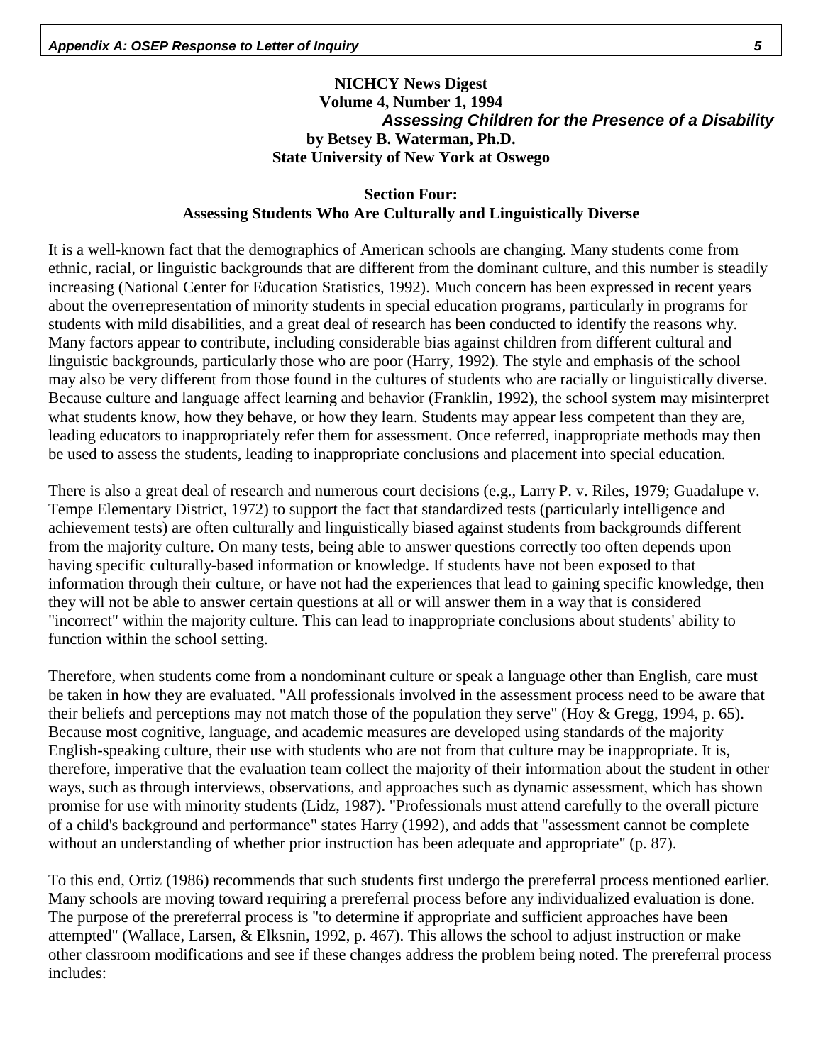**NICHCY News Digest**
**Volume 4, Number 1, 1994**
***Assessing Children for the Presence of a Disability***
**by Betsey B. Waterman, Ph.D.**
**State University of New York at Oswego**

## Section Four: Assessing Students Who Are Culturally and Linguistically Diverse

It is a well-known fact that the demographics of American schools are changing. Many students come from ethnic, racial, or linguistic backgrounds that are different from the dominant culture, and this number is steadily increasing (National Center for Education Statistics, 1992). Much concern has been expressed in recent years about the overrepresentation of minority students in special education programs, particularly in programs for students with mild disabilities, and a great deal of research has been conducted to identify the reasons why. Many factors appear to contribute, including considerable bias against children from different cultural and linguistic backgrounds, particularly those who are poor (Harry, 1992). The style and emphasis of the school may also be very different from those found in the cultures of students who are racially or linguistically diverse. Because culture and language affect learning and behavior (Franklin, 1992), the school system may misinterpret what students know, how they behave, or how they learn. Students may appear less competent than they are, leading educators to inappropriately refer them for assessment. Once referred, inappropriate methods may then be used to assess the students, leading to inappropriate conclusions and placement into special education.

There is also a great deal of research and numerous court decisions (e.g., Larry P. v. Riles, 1979; Guadalupe v. Tempe Elementary District, 1972) to support the fact that standardized tests (particularly intelligence and achievement tests) are often culturally and linguistically biased against students from backgrounds different from the majority culture. On many tests, being able to answer questions correctly too often depends upon having specific culturally-based information or knowledge. If students have not been exposed to that information through their culture, or have not had the experiences that lead to gaining specific knowledge, then they will not be able to answer certain questions at all or will answer them in a way that is considered "incorrect" within the majority culture. This can lead to inappropriate conclusions about students' ability to function within the school setting.

Therefore, when students come from a nondominant culture or speak a language other than English, care must be taken in how they are evaluated. "All professionals involved in the assessment process need to be aware that their beliefs and perceptions may not match those of the population they serve" (Hoy & Gregg, 1994, p. 65). Because most cognitive, language, and academic measures are developed using standards of the majority English-speaking culture, their use with students who are not from that culture may be inappropriate. It is, therefore, imperative that the evaluation team collect the majority of their information about the student in other ways, such as through interviews, observations, and approaches such as dynamic assessment, which has shown promise for use with minority students (Lidz, 1987). "Professionals must attend carefully to the overall picture of a child's background and performance" states Harry (1992), and adds that "assessment cannot be complete without an understanding of whether prior instruction has been adequate and appropriate" (p. 87).

To this end, Ortiz (1986) recommends that such students first undergo the prereferral process mentioned earlier. Many schools are moving toward requiring a prereferral process before any individualized evaluation is done. The purpose of the prereferral process is "to determine if appropriate and sufficient approaches have been attempted" (Wallace, Larsen, & Elksnin, 1992, p. 467). This allows the school to adjust instruction or make other classroom modifications and see if these changes address the problem being noted. The prereferral process includes: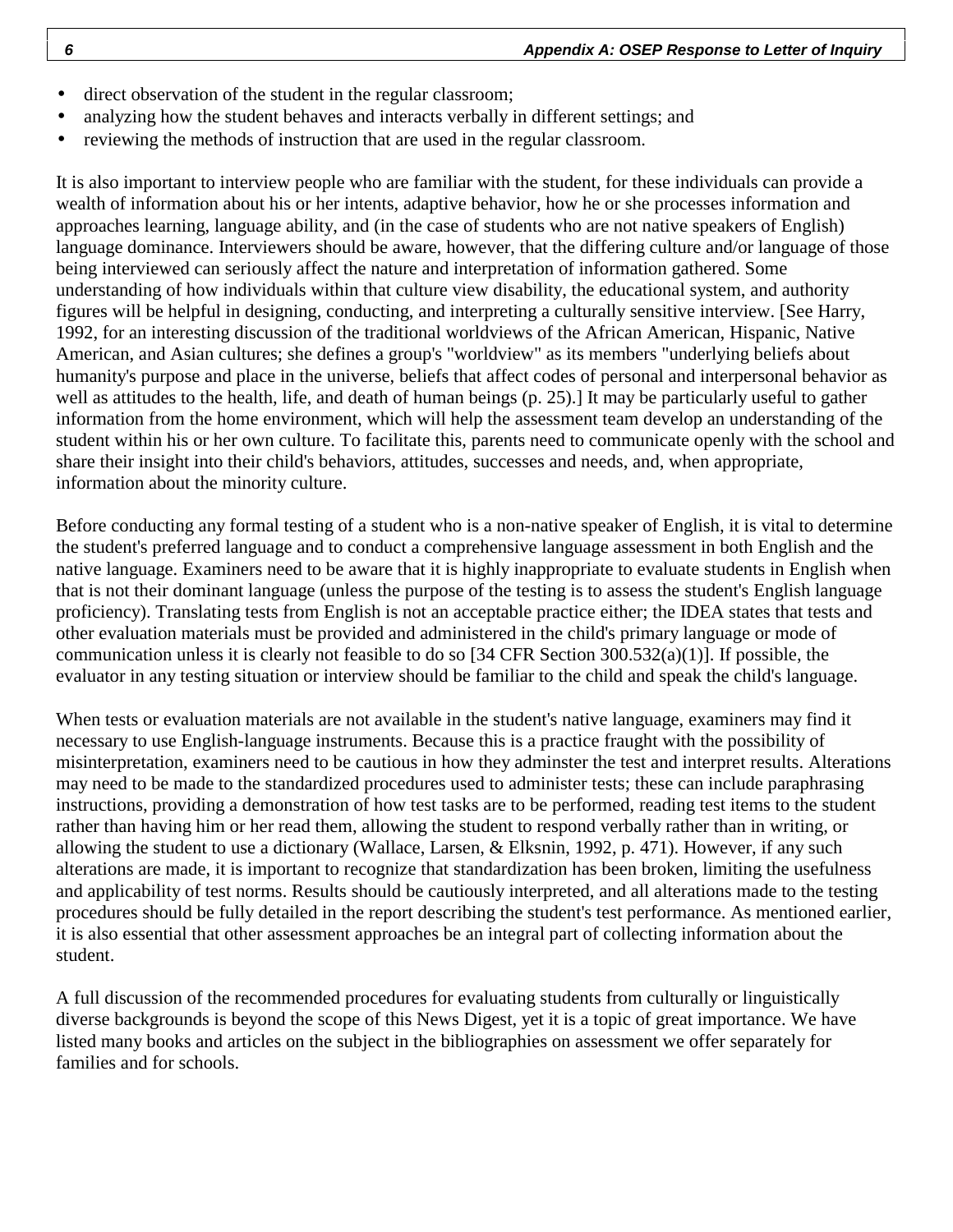- direct observation of the student in the regular classroom;
- analyzing how the student behaves and interacts verbally in different settings; and
- reviewing the methods of instruction that are used in the regular classroom.

It is also important to interview people who are familiar with the student, for these individuals can provide a wealth of information about his or her intents, adaptive behavior, how he or she processes information and approaches learning, language ability, and (in the case of students who are not native speakers of English) language dominance. Interviewers should be aware, however, that the differing culture and/or language of those being interviewed can seriously affect the nature and interpretation of information gathered. Some understanding of how individuals within that culture view disability, the educational system, and authority figures will be helpful in designing, conducting, and interpreting a culturally sensitive interview. [See Harry, 1992, for an interesting discussion of the traditional worldviews of the African American, Hispanic, Native American, and Asian cultures; she defines a group's "worldview" as its members "underlying beliefs about humanity's purpose and place in the universe, beliefs that affect codes of personal and interpersonal behavior as well as attitudes to the health, life, and death of human beings (p. 25).] It may be particularly useful to gather information from the home environment, which will help the assessment team develop an understanding of the student within his or her own culture. To facilitate this, parents need to communicate openly with the school and share their insight into their child's behaviors, attitudes, successes and needs, and, when appropriate, information about the minority culture.

Before conducting any formal testing of a student who is a non-native speaker of English, it is vital to determine the student's preferred language and to conduct a comprehensive language assessment in both English and the native language. Examiners need to be aware that it is highly inappropriate to evaluate students in English when that is not their dominant language (unless the purpose of the testing is to assess the student's English language proficiency). Translating tests from English is not an acceptable practice either; the IDEA states that tests and other evaluation materials must be provided and administered in the child's primary language or mode of communication unless it is clearly not feasible to do so [34 CFR Section 300.532(a)(1)]. If possible, the evaluator in any testing situation or interview should be familiar to the child and speak the child's language.

When tests or evaluation materials are not available in the student's native language, examiners may find it necessary to use English-language instruments. Because this is a practice fraught with the possibility of misinterpretation, examiners need to be cautious in how they adminster the test and interpret results. Alterations may need to be made to the standardized procedures used to administer tests; these can include paraphrasing instructions, providing a demonstration of how test tasks are to be performed, reading test items to the student rather than having him or her read them, allowing the student to respond verbally rather than in writing, or allowing the student to use a dictionary (Wallace, Larsen, & Elksnin, 1992, p. 471). However, if any such alterations are made, it is important to recognize that standardization has been broken, limiting the usefulness and applicability of test norms. Results should be cautiously interpreted, and all alterations made to the testing procedures should be fully detailed in the report describing the student's test performance. As mentioned earlier, it is also essential that other assessment approaches be an integral part of collecting information about the student.

A full discussion of the recommended procedures for evaluating students from culturally or linguistically diverse backgrounds is beyond the scope of this News Digest, yet it is a topic of great importance. We have listed many books and articles on the subject in the bibliographies on assessment we offer separately for families and for schools.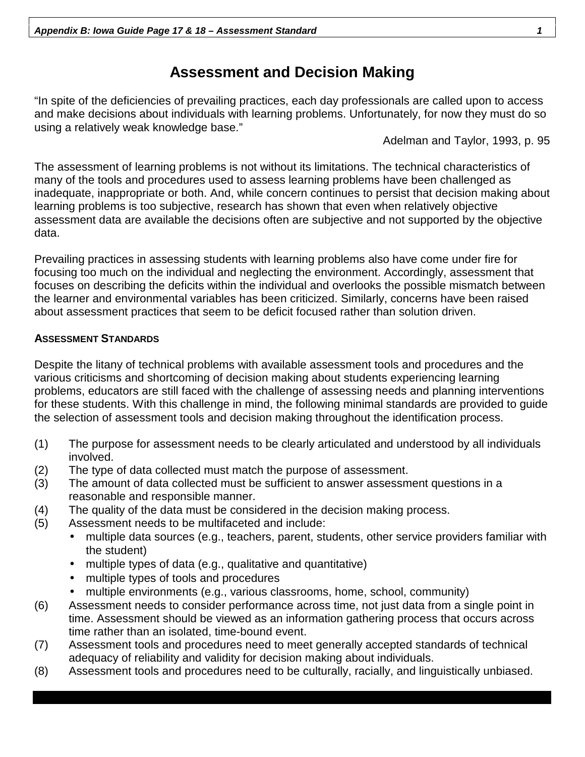# Assessment and Decision Making

"In spite of the deficiencies of prevailing practices, each day professionals are called upon to access and make decisions about individuals with learning problems. Unfortunately, for now they must do so using a relatively weak knowledge base."

Adelman and Taylor, 1993, p. 95

The assessment of learning problems is not without its limitations. The technical characteristics of many of the tools and procedures used to assess learning problems have been challenged as inadequate, inappropriate or both. And, while concern continues to persist that decision making about learning problems is too subjective, research has shown that even when relatively objective assessment data are available the decisions often are subjective and not supported by the objective data.

Prevailing practices in assessing students with learning problems also have come under fire for focusing too much on the individual and neglecting the environment. Accordingly, assessment that focuses on describing the deficits within the individual and overlooks the possible mismatch between the learner and environmental variables has been criticized. Similarly, concerns have been raised about assessment practices that seem to be deficit focused rather than solution driven.

## Assessment Standards

Despite the litany of technical problems with available assessment tools and procedures and the various criticisms and shortcoming of decision making about students experiencing learning problems, educators are still faced with the challenge of assessing needs and planning interventions for these students. With this challenge in mind, the following minimal standards are provided to guide the selection of assessment tools and decision making throughout the identification process.

(1) The purpose for assessment needs to be clearly articulated and understood by all individuals involved.
(2) The type of data collected must match the purpose of assessment.
(3) The amount of data collected must be sufficient to answer assessment questions in a reasonable and responsible manner.
(4) The quality of the data must be considered in the decision making process.
(5) Assessment needs to be multifaceted and include:
   - multiple data sources (e.g., teachers, parent, students, other service providers familiar with the student)
   - multiple types of data (e.g., qualitative and quantitative)
   - multiple types of tools and procedures
   - multiple environments (e.g., various classrooms, home, school, community)
(6) Assessment needs to consider performance across time, not just data from a single point in time. Assessment should be viewed as an information gathering process that occurs across time rather than an isolated, time-bound event.
(7) Assessment tools and procedures need to meet generally accepted standards of technical adequacy of reliability and validity for decision making about individuals.
(8) Assessment tools and procedures need to be culturally, racially, and linguistically unbiased.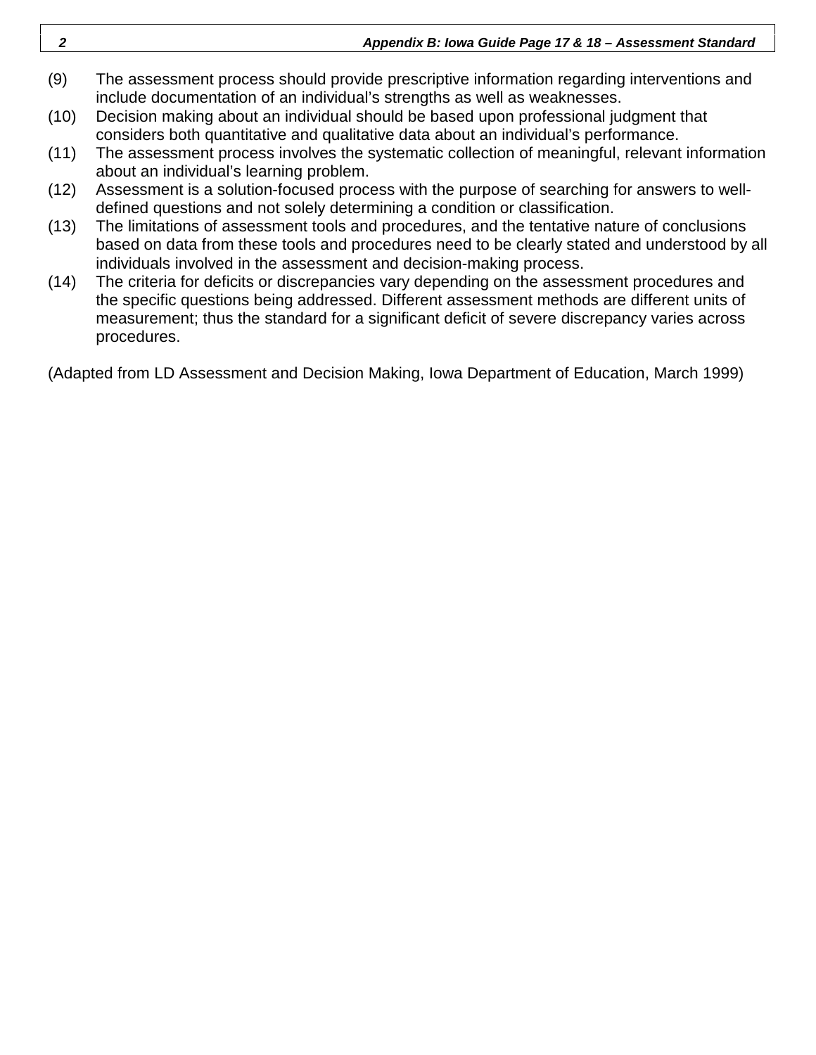(9) The assessment process should provide prescriptive information regarding interventions and include documentation of an individual's strengths as well as weaknesses.

(10) Decision making about an individual should be based upon professional judgment that considers both quantitative and qualitative data about an individual's performance.

(11) The assessment process involves the systematic collection of meaningful, relevant information about an individual's learning problem.

(12) Assessment is a solution-focused process with the purpose of searching for answers to well-defined questions and not solely determining a condition or classification.

(13) The limitations of assessment tools and procedures, and the tentative nature of conclusions based on data from these tools and procedures need to be clearly stated and understood by all individuals involved in the assessment and decision-making process.

(14) The criteria for deficits or discrepancies vary depending on the assessment procedures and the specific questions being addressed. Different assessment methods are different units of measurement; thus the standard for a significant deficit of severe discrepancy varies across procedures.

(Adapted from LD Assessment and Decision Making, Iowa Department of Education, March 1999)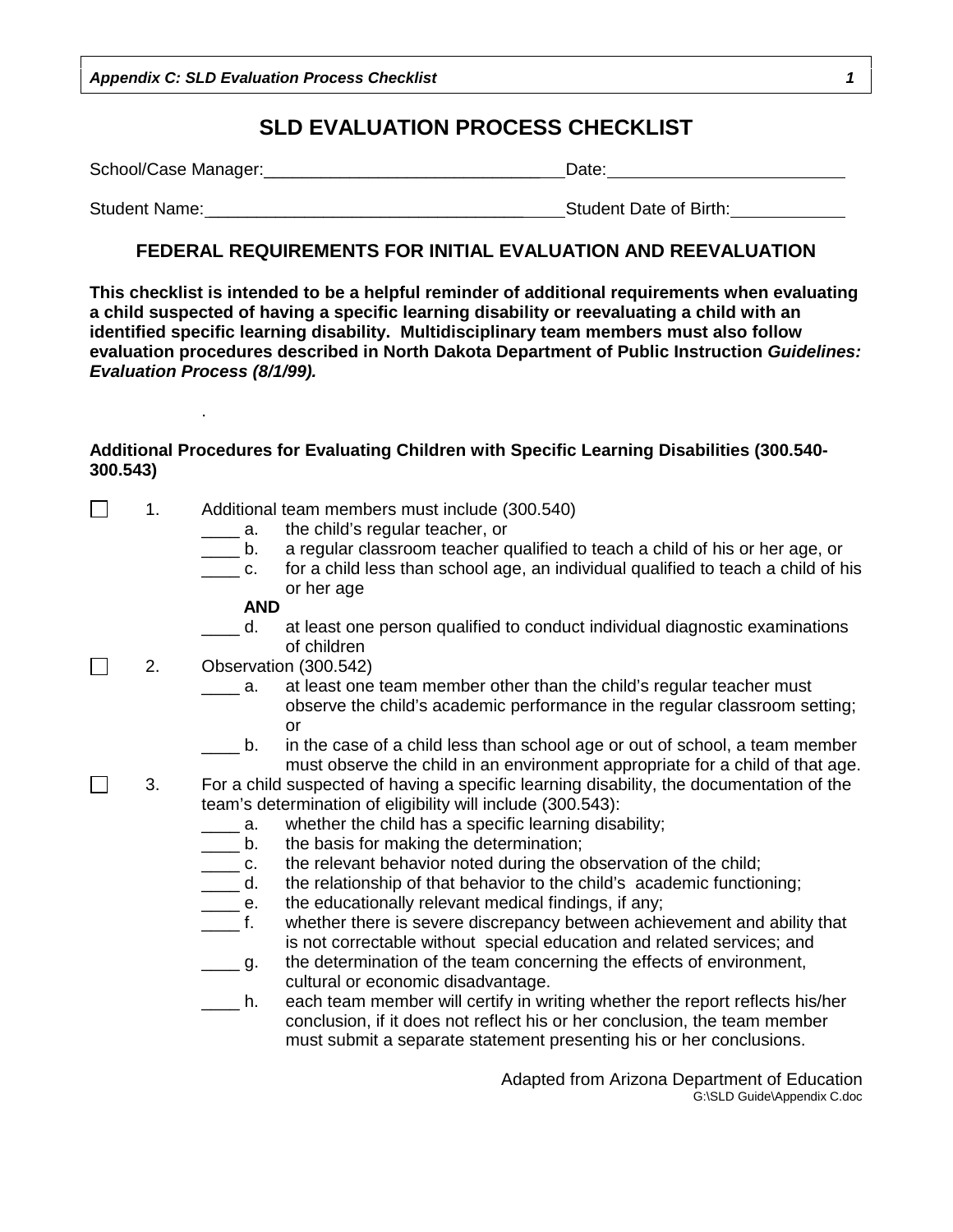# SLD EVALUATION PROCESS CHECKLIST

School/Case Manager:________________________________ Date:__________________________

Student Name:___________________________________ Student Date of Birth:____________

## FEDERAL REQUIREMENTS FOR INITIAL EVALUATION AND REEVALUATION

**This checklist is intended to be a helpful reminder of additional requirements when evaluating a child suspected of having a specific learning disability or reevaluating a child with an identified specific learning disability. Multidisciplinary team members must also follow evaluation procedures described in North Dakota Department of Public Instruction *Guidelines: Evaluation Process (8/1/99).***

.

**Additional Procedures for Evaluating Children with Specific Learning Disabilities (300.540-300.543)**

☐ 1. Additional team members must include (300.540)
- ____ a. the child's regular teacher, or
- ____ b. a regular classroom teacher qualified to teach a child of his or her age, or
- ____ c. for a child less than school age, an individual qualified to teach a child of his or her age

**AND**

- ____ d. at least one person qualified to conduct individual diagnostic examinations of children

☐ 2. Observation (300.542)
- ____ a. at least one team member other than the child's regular teacher must observe the child's academic performance in the regular classroom setting; or
- ____ b. in the case of a child less than school age or out of school, a team member must observe the child in an environment appropriate for a child of that age.

☐ 3. For a child suspected of having a specific learning disability, the documentation of the team's determination of eligibility will include (300.543):
- ____ a. whether the child has a specific learning disability;
- ____ b. the basis for making the determination;
- ____ c. the relevant behavior noted during the observation of the child;
- ____ d. the relationship of that behavior to the child's academic functioning;
- ____ e. the educationally relevant medical findings, if any;
- ____ f. whether there is severe discrepancy between achievement and ability that is not correctable without special education and related services; and
- ____ g. the determination of the team concerning the effects of environment, cultural or economic disadvantage.
- ____ h. each team member will certify in writing whether the report reflects his/her conclusion, if it does not reflect his or her conclusion, the team member must submit a separate statement presenting his or her conclusions.

Adapted from Arizona Department of Education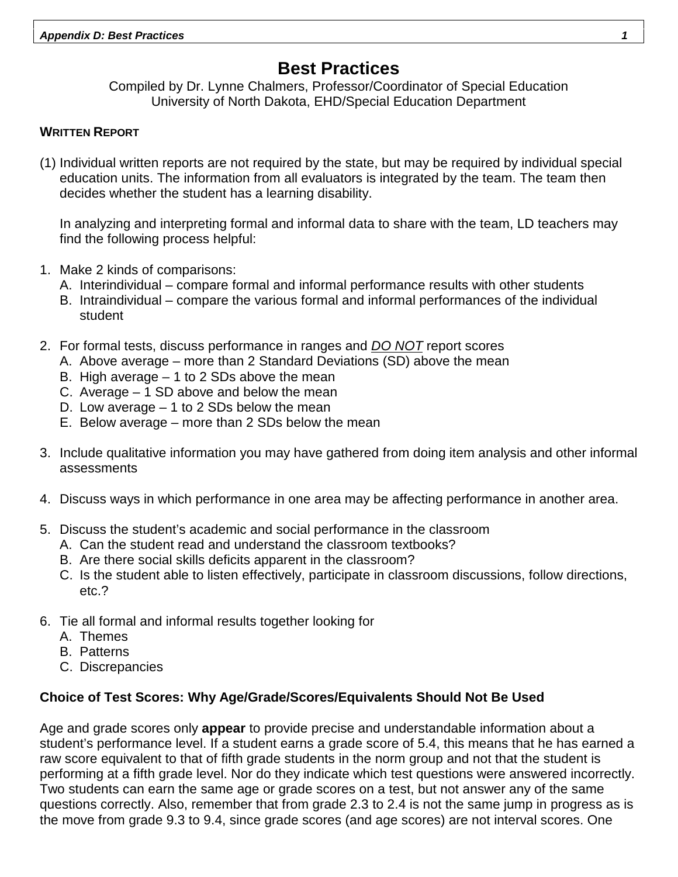# Best Practices

Compiled by Dr. Lynne Chalmers, Professor/Coordinator of Special Education
University of North Dakota, EHD/Special Education Department

**WRITTEN REPORT**

(1) Individual written reports are not required by the state, but may be required by individual special education units. The information from all evaluators is integrated by the team. The team then decides whether the student has a learning disability.

In analyzing and interpreting formal and informal data to share with the team, LD teachers may find the following process helpful:

1. Make 2 kinds of comparisons:
   - A. Interindividual – compare formal and informal performance results with other students
   - B. Intraindividual – compare the various formal and informal performances of the individual student
2. For formal tests, discuss performance in ranges and ***DO NOT*** report scores
   - A. Above average – more than 2 Standard Deviations (SD) above the mean
   - B. High average – 1 to 2 SDs above the mean
   - C. Average – 1 SD above and below the mean
   - D. Low average – 1 to 2 SDs below the mean
   - E. Below average – more than 2 SDs below the mean
3. Include qualitative information you may have gathered from doing item analysis and other informal assessments
4. Discuss ways in which performance in one area may be affecting performance in another area.
5. Discuss the student's academic and social performance in the classroom
   - A. Can the student read and understand the classroom textbooks?
   - B. Are there social skills deficits apparent in the classroom?
   - C. Is the student able to listen effectively, participate in classroom discussions, follow directions, etc.?
6. Tie all formal and informal results together looking for
   - A. Themes
   - B. Patterns
   - C. Discrepancies

**Choice of Test Scores: Why Age/Grade/Scores/Equivalents Should Not Be Used**

Age and grade scores only **appear** to provide precise and understandable information about a student's performance level. If a student earns a grade score of 5.4, this means that he has earned a raw score equivalent to that of fifth grade students in the norm group and not that the student is performing at a fifth grade level. Nor do they indicate which test questions were answered incorrectly. Two students can earn the same age or grade scores on a test, but not answer any of the same questions correctly. Also, remember that from grade 2.3 to 2.4 is not the same jump in progress as is the move from grade 9.3 to 9.4, since grade scores (and age scores) are not interval scores. One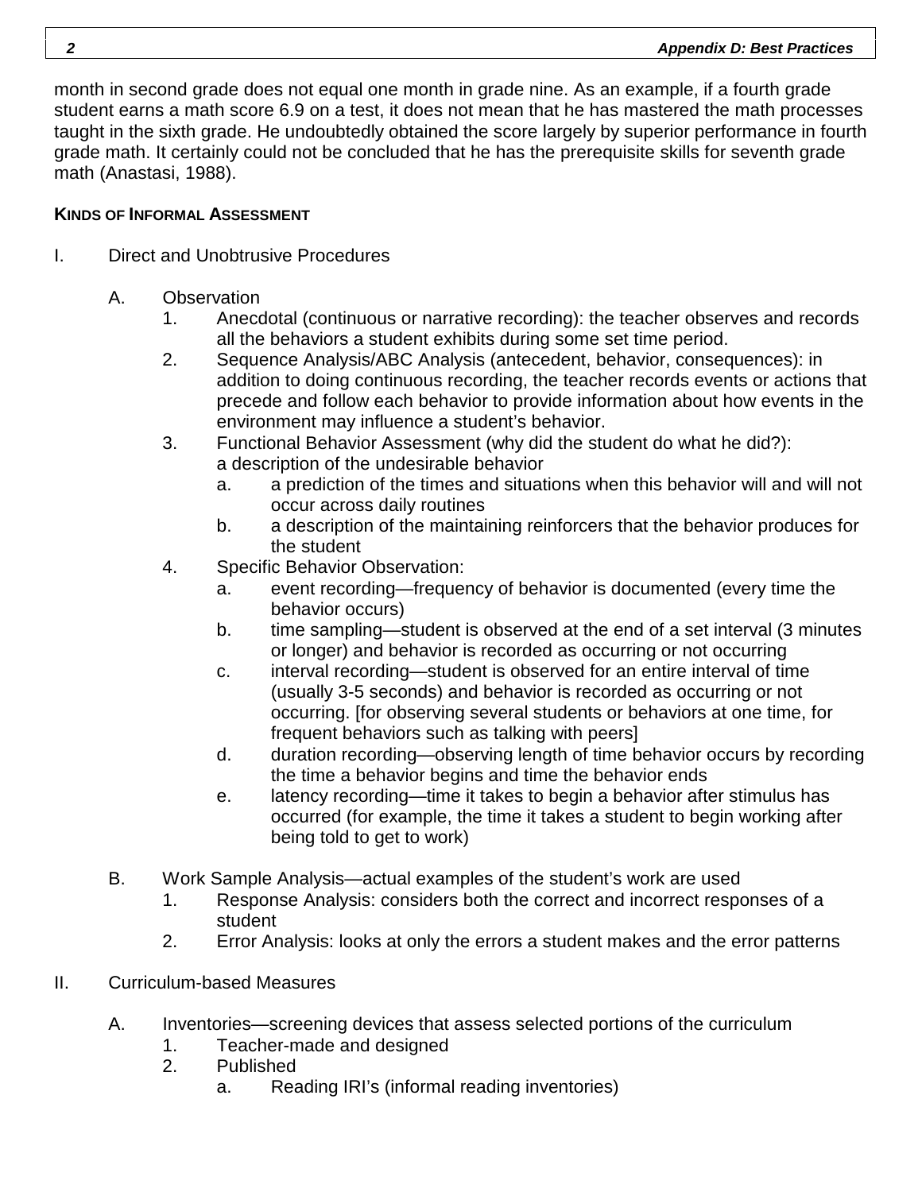month in second grade does not equal one month in grade nine. As an example, if a fourth grade student earns a math score 6.9 on a test, it does not mean that he has mastered the math processes taught in the sixth grade. He undoubtedly obtained the score largely by superior performance in fourth grade math. It certainly could not be concluded that he has the prerequisite skills for seventh grade math (Anastasi, 1988).

**KINDS OF INFORMAL ASSESSMENT**

I. Direct and Unobtrusive Procedures

   A. Observation
      1. Anecdotal (continuous or narrative recording): the teacher observes and records all the behaviors a student exhibits during some set time period.
      2. Sequence Analysis/ABC Analysis (antecedent, behavior, consequences): in addition to doing continuous recording, the teacher records events or actions that precede and follow each behavior to provide information about how events in the environment may influence a student's behavior.
      3. Functional Behavior Assessment (why did the student do what he did?): a description of the undesirable behavior
         a. a prediction of the times and situations when this behavior will and will not occur across daily routines
         b. a description of the maintaining reinforcers that the behavior produces for the student
      4. Specific Behavior Observation:
         a. event recording—frequency of behavior is documented (every time the behavior occurs)
         b. time sampling—student is observed at the end of a set interval (3 minutes or longer) and behavior is recorded as occurring or not occurring
         c. interval recording—student is observed for an entire interval of time (usually 3-5 seconds) and behavior is recorded as occurring or not occurring. [for observing several students or behaviors at one time, for frequent behaviors such as talking with peers]
         d. duration recording—observing length of time behavior occurs by recording the time a behavior begins and time the behavior ends
         e. latency recording—time it takes to begin a behavior after stimulus has occurred (for example, the time it takes a student to begin working after being told to get to work)

   B. Work Sample Analysis—actual examples of the student's work are used
      1. Response Analysis: considers both the correct and incorrect responses of a student
      2. Error Analysis: looks at only the errors a student makes and the error patterns

II. Curriculum-based Measures

   A. Inventories—screening devices that assess selected portions of the curriculum
      1. Teacher-made and designed
      2. Published
         a. Reading IRI's (informal reading inventories)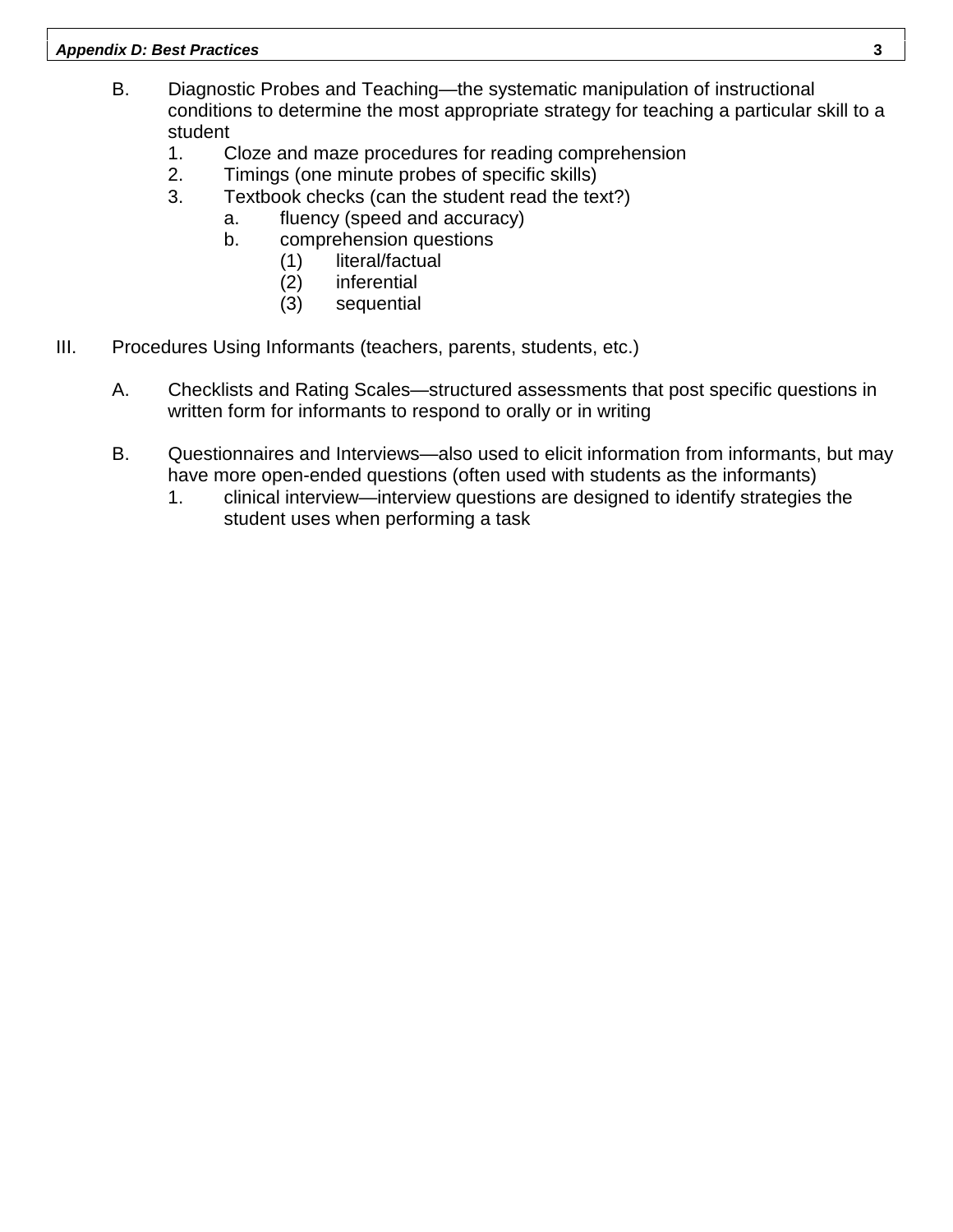B. Diagnostic Probes and Teaching—the systematic manipulation of instructional conditions to determine the most appropriate strategy for teaching a particular skill to a student
   1. Cloze and maze procedures for reading comprehension
   2. Timings (one minute probes of specific skills)
   3. Textbook checks (can the student read the text?)
      a. fluency (speed and accuracy)
      b. comprehension questions
         (1) literal/factual
         (2) inferential
         (3) sequential

III. Procedures Using Informants (teachers, parents, students, etc.)

A. Checklists and Rating Scales—structured assessments that post specific questions in written form for informants to respond to orally or in writing

B. Questionnaires and Interviews—also used to elicit information from informants, but may have more open-ended questions (often used with students as the informants)
   1. clinical interview—interview questions are designed to identify strategies the student uses when performing a task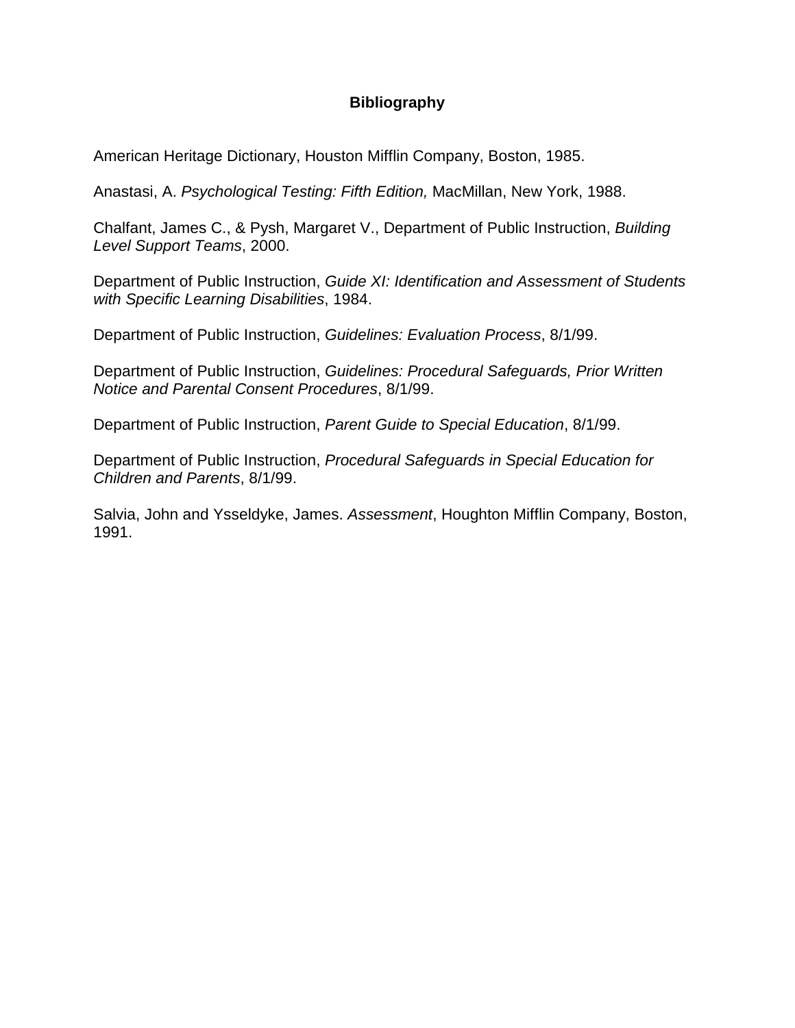## Bibliography

American Heritage Dictionary, Houston Mifflin Company, Boston, 1985.

Anastasi, A. *Psychological Testing: Fifth Edition,* MacMillan, New York, 1988.

Chalfant, James C., & Pysh, Margaret V., Department of Public Instruction, *Building Level Support Teams*, 2000.

Department of Public Instruction, *Guide XI: Identification and Assessment of Students with Specific Learning Disabilities*, 1984.

Department of Public Instruction, *Guidelines: Evaluation Process*, 8/1/99.

Department of Public Instruction, *Guidelines: Procedural Safeguards, Prior Written Notice and Parental Consent Procedures*, 8/1/99.

Department of Public Instruction, *Parent Guide to Special Education*, 8/1/99.

Department of Public Instruction, *Procedural Safeguards in Special Education for Children and Parents*, 8/1/99.

Salvia, John and Ysseldyke, James. *Assessment*, Houghton Mifflin Company, Boston, 1991.